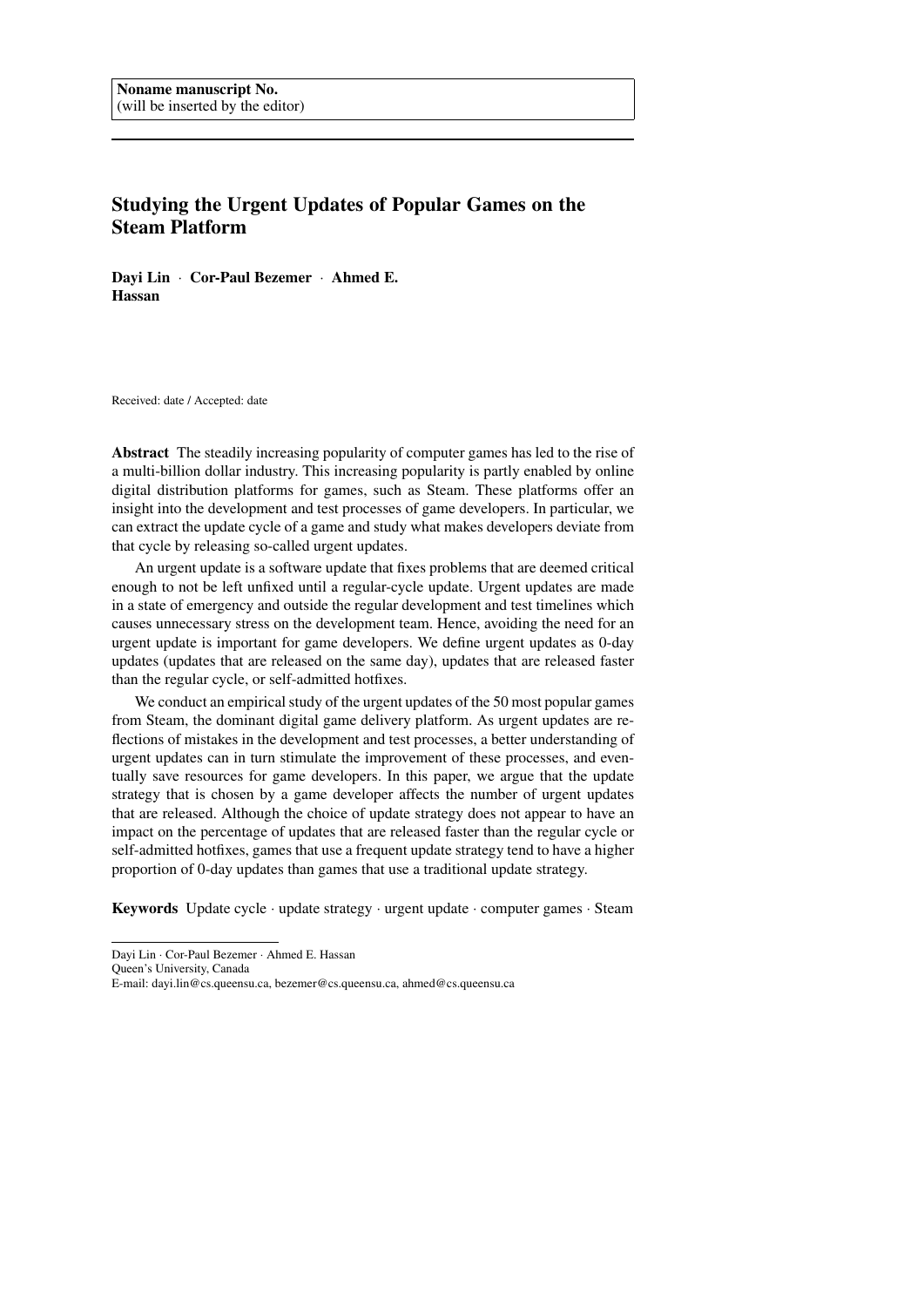**Noname manuscript No.**
(will be inserted by the editor)

# Studying the Urgent Updates of Popular Games on the Steam Platform

**Dayi Lin** · **Cor-Paul Bezemer** · **Ahmed E. Hassan**

Received: date / Accepted: date

**Abstract** The steadily increasing popularity of computer games has led to the rise of a multi-billion dollar industry. This increasing popularity is partly enabled by online digital distribution platforms for games, such as Steam. These platforms offer an insight into the development and test processes of game developers. In particular, we can extract the update cycle of a game and study what makes developers deviate from that cycle by releasing so-called urgent updates.

An urgent update is a software update that fixes problems that are deemed critical enough to not be left unfixed until a regular-cycle update. Urgent updates are made in a state of emergency and outside the regular development and test timelines which causes unnecessary stress on the development team. Hence, avoiding the need for an urgent update is important for game developers. We define urgent updates as 0-day updates (updates that are released on the same day), updates that are released faster than the regular cycle, or self-admitted hotfixes.

We conduct an empirical study of the urgent updates of the 50 most popular games from Steam, the dominant digital game delivery platform. As urgent updates are reflections of mistakes in the development and test processes, a better understanding of urgent updates can in turn stimulate the improvement of these processes, and eventually save resources for game developers. In this paper, we argue that the update strategy that is chosen by a game developer affects the number of urgent updates that are released. Although the choice of update strategy does not appear to have an impact on the percentage of updates that are released faster than the regular cycle or self-admitted hotfixes, games that use a frequent update strategy tend to have a higher proportion of 0-day updates than games that use a traditional update strategy.

**Keywords** Update cycle · update strategy · urgent update · computer games · Steam

---

Dayi Lin · Cor-Paul Bezemer · Ahmed E. Hassan
Queen's University, Canada
E-mail: dayi.lin@cs.queensu.ca, bezemer@cs.queensu.ca, ahmed@cs.queensu.ca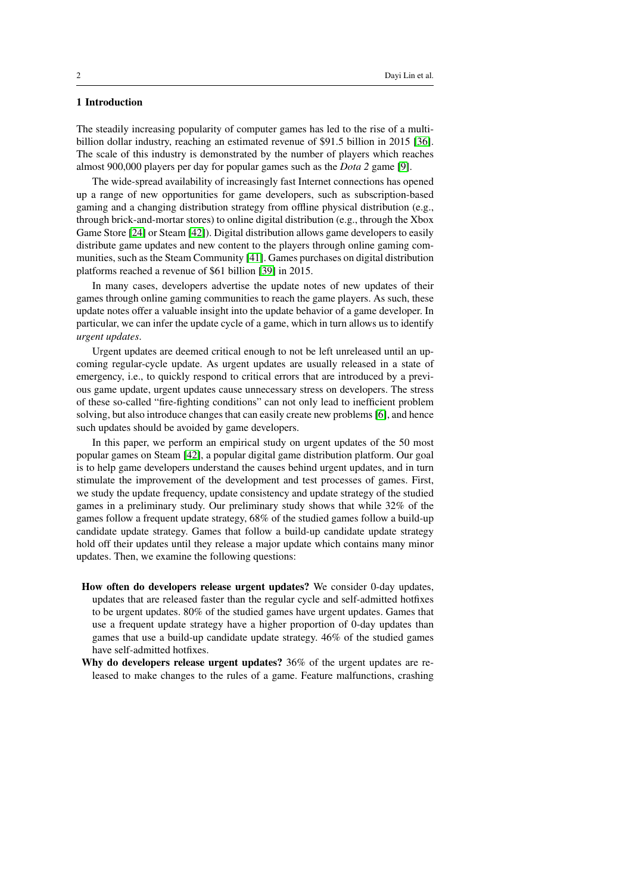## 1 Introduction

The steadily increasing popularity of computer games has led to the rise of a multi-billion dollar industry, reaching an estimated revenue of $91.5 billion in 2015 [36]. The scale of this industry is demonstrated by the number of players which reaches almost 900,000 players per day for popular games such as the *Dota 2* game [9].

The wide-spread availability of increasingly fast Internet connections has opened up a range of new opportunities for game developers, such as subscription-based gaming and a changing distribution strategy from offline physical distribution (e.g., through brick-and-mortar stores) to online digital distribution (e.g., through the Xbox Game Store [24] or Steam [42]). Digital distribution allows game developers to easily distribute game updates and new content to the players through online gaming communities, such as the Steam Community [41]. Games purchases on digital distribution platforms reached a revenue of $61 billion [39] in 2015.

In many cases, developers advertise the update notes of new updates of their games through online gaming communities to reach the game players. As such, these update notes offer a valuable insight into the update behavior of a game developer. In particular, we can infer the update cycle of a game, which in turn allows us to identify *urgent updates*.

Urgent updates are deemed critical enough to not be left unreleased until an upcoming regular-cycle update. As urgent updates are usually released in a state of emergency, i.e., to quickly respond to critical errors that are introduced by a previous game update, urgent updates cause unnecessary stress on developers. The stress of these so-called "fire-fighting conditions" can not only lead to inefficient problem solving, but also introduce changes that can easily create new problems [6], and hence such updates should be avoided by game developers.

In this paper, we perform an empirical study on urgent updates of the 50 most popular games on Steam [42], a popular digital game distribution platform. Our goal is to help game developers understand the causes behind urgent updates, and in turn stimulate the improvement of the development and test processes of games. First, we study the update frequency, update consistency and update strategy of the studied games in a preliminary study. Our preliminary study shows that while 32% of the games follow a frequent update strategy, 68% of the studied games follow a build-up candidate update strategy. Games that follow a build-up candidate update strategy hold off their updates until they release a major update which contains many minor updates. Then, we examine the following questions:

- **How often do developers release urgent updates?** We consider 0-day updates, updates that are released faster than the regular cycle and self-admitted hotfixes to be urgent updates. 80% of the studied games have urgent updates. Games that use a frequent update strategy have a higher proportion of 0-day updates than games that use a build-up candidate update strategy. 46% of the studied games have self-admitted hotfixes.
- **Why do developers release urgent updates?** 36% of the urgent updates are released to make changes to the rules of a game. Feature malfunctions, crashing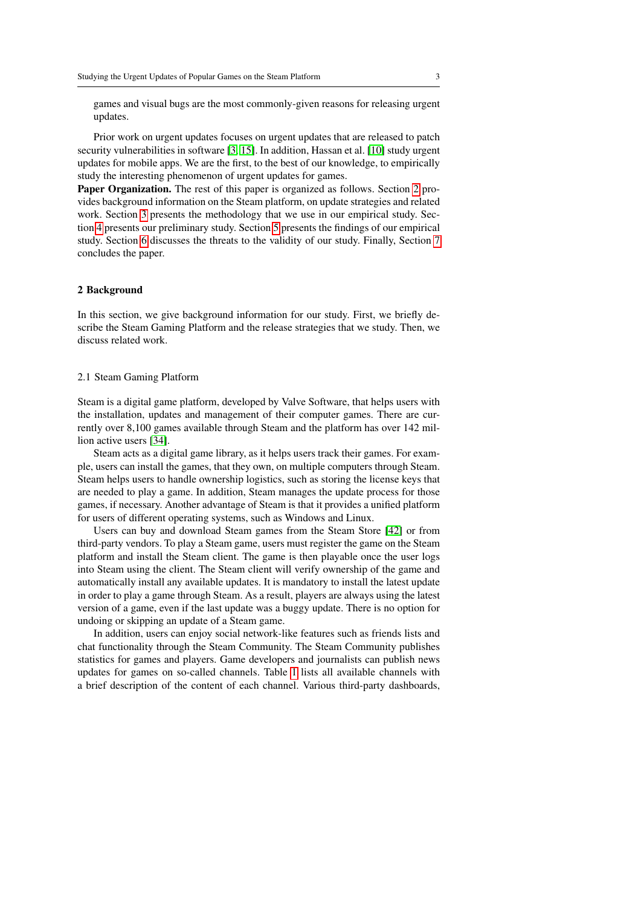games and visual bugs are the most commonly-given reasons for releasing urgent updates.

Prior work on urgent updates focuses on urgent updates that are released to patch security vulnerabilities in software [3, 15]. In addition, Hassan et al. [10] study urgent updates for mobile apps. We are the first, to the best of our knowledge, to empirically study the interesting phenomenon of urgent updates for games.

**Paper Organization.** The rest of this paper is organized as follows. Section 2 provides background information on the Steam platform, on update strategies and related work. Section 3 presents the methodology that we use in our empirical study. Section 4 presents our preliminary study. Section 5 presents the findings of our empirical study. Section 6 discusses the threats to the validity of our study. Finally, Section 7 concludes the paper.

## 2 Background

In this section, we give background information for our study. First, we briefly describe the Steam Gaming Platform and the release strategies that we study. Then, we discuss related work.

### 2.1 Steam Gaming Platform

Steam is a digital game platform, developed by Valve Software, that helps users with the installation, updates and management of their computer games. There are currently over 8,100 games available through Steam and the platform has over 142 million active users [34].

Steam acts as a digital game library, as it helps users track their games. For example, users can install the games, that they own, on multiple computers through Steam. Steam helps users to handle ownership logistics, such as storing the license keys that are needed to play a game. In addition, Steam manages the update process for those games, if necessary. Another advantage of Steam is that it provides a unified platform for users of different operating systems, such as Windows and Linux.

Users can buy and download Steam games from the Steam Store [42] or from third-party vendors. To play a Steam game, users must register the game on the Steam platform and install the Steam client. The game is then playable once the user logs into Steam using the client. The Steam client will verify ownership of the game and automatically install any available updates. It is mandatory to install the latest update in order to play a game through Steam. As a result, players are always using the latest version of a game, even if the last update was a buggy update. There is no option for undoing or skipping an update of a Steam game.

In addition, users can enjoy social network-like features such as friends lists and chat functionality through the Steam Community. The Steam Community publishes statistics for games and players. Game developers and journalists can publish news updates for games on so-called channels. Table 1 lists all available channels with a brief description of the content of each channel. Various third-party dashboards,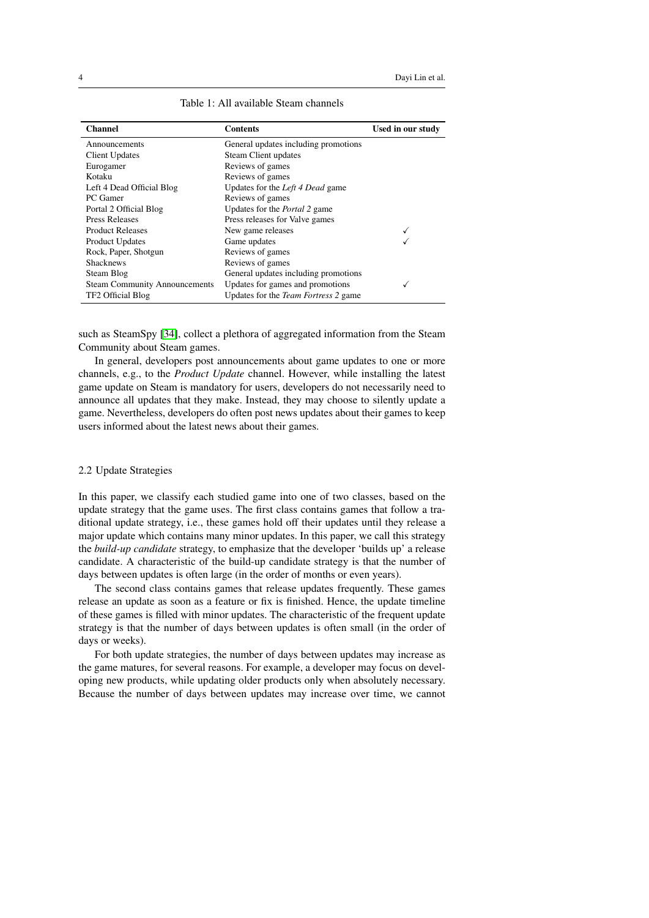Table 1: All available Steam channels

| Channel | Contents | Used in our study |
|---|---|---|
| Announcements | General updates including promotions | |
| Client Updates | Steam Client updates | |
| Eurogamer | Reviews of games | |
| Kotaku | Reviews of games | |
| Left 4 Dead Official Blog | Updates for the *Left 4 Dead* game | |
| PC Gamer | Reviews of games | |
| Portal 2 Official Blog | Updates for the *Portal 2* game | |
| Press Releases | Press releases for Valve games | |
| Product Releases | New game releases | ✓ |
| Product Updates | Game updates | ✓ |
| Rock, Paper, Shotgun | Reviews of games | |
| Shacknews | Reviews of games | |
| Steam Blog | General updates including promotions | |
| Steam Community Announcements | Updates for games and promotions | ✓ |
| TF2 Official Blog | Updates for the *Team Fortress 2* game | |

such as SteamSpy [34], collect a plethora of aggregated information from the Steam Community about Steam games.

In general, developers post announcements about game updates to one or more channels, e.g., to the *Product Update* channel. However, while installing the latest game update on Steam is mandatory for users, developers do not necessarily need to announce all updates that they make. Instead, they may choose to silently update a game. Nevertheless, developers do often post news updates about their games to keep users informed about the latest news about their games.

### 2.2 Update Strategies

In this paper, we classify each studied game into one of two classes, based on the update strategy that the game uses. The first class contains games that follow a traditional update strategy, i.e., these games hold off their updates until they release a major update which contains many minor updates. In this paper, we call this strategy the *build-up candidate* strategy, to emphasize that the developer 'builds up' a release candidate. A characteristic of the build-up candidate strategy is that the number of days between updates is often large (in the order of months or even years).

The second class contains games that release updates frequently. These games release an update as soon as a feature or fix is finished. Hence, the update timeline of these games is filled with minor updates. The characteristic of the frequent update strategy is that the number of days between updates is often small (in the order of days or weeks).

For both update strategies, the number of days between updates may increase as the game matures, for several reasons. For example, a developer may focus on developing new products, while updating older products only when absolutely necessary. Because the number of days between updates may increase over time, we cannot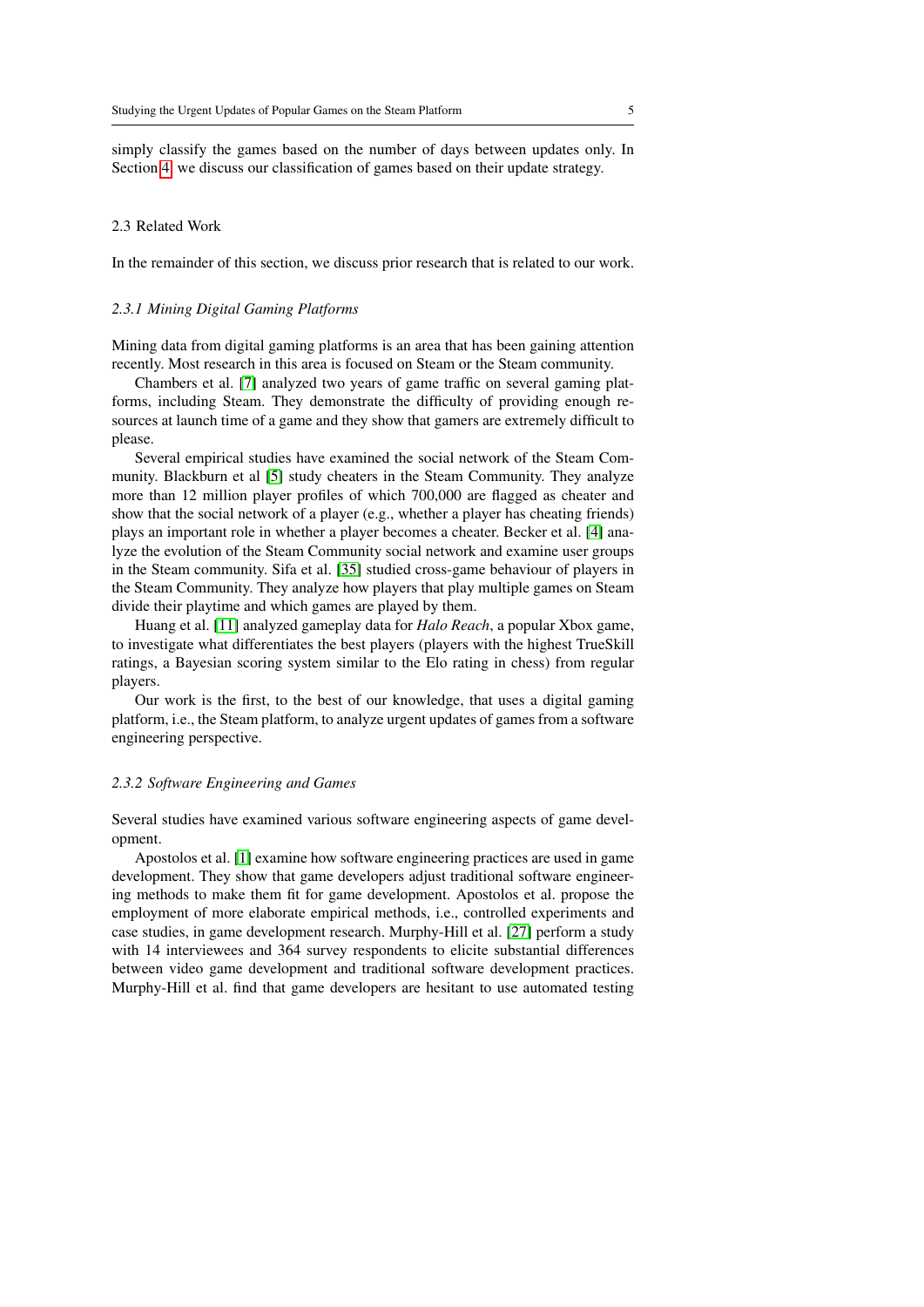simply classify the games based on the number of days between updates only. In Section 4, we discuss our classification of games based on their update strategy.

## 2.3 Related Work

In the remainder of this section, we discuss prior research that is related to our work.

### *2.3.1 Mining Digital Gaming Platforms*

Mining data from digital gaming platforms is an area that has been gaining attention recently. Most research in this area is focused on Steam or the Steam community.

Chambers et al. [7] analyzed two years of game traffic on several gaming platforms, including Steam. They demonstrate the difficulty of providing enough resources at launch time of a game and they show that gamers are extremely difficult to please.

Several empirical studies have examined the social network of the Steam Community. Blackburn et al [5] study cheaters in the Steam Community. They analyze more than 12 million player profiles of which 700,000 are flagged as cheater and show that the social network of a player (e.g., whether a player has cheating friends) plays an important role in whether a player becomes a cheater. Becker et al. [4] analyze the evolution of the Steam Community social network and examine user groups in the Steam community. Sifa et al. [35] studied cross-game behaviour of players in the Steam Community. They analyze how players that play multiple games on Steam divide their playtime and which games are played by them.

Huang et al. [11] analyzed gameplay data for *Halo Reach*, a popular Xbox game, to investigate what differentiates the best players (players with the highest TrueSkill ratings, a Bayesian scoring system similar to the Elo rating in chess) from regular players.

Our work is the first, to the best of our knowledge, that uses a digital gaming platform, i.e., the Steam platform, to analyze urgent updates of games from a software engineering perspective.

### *2.3.2 Software Engineering and Games*

Several studies have examined various software engineering aspects of game development.

Apostolos et al. [1] examine how software engineering practices are used in game development. They show that game developers adjust traditional software engineering methods to make them fit for game development. Apostolos et al. propose the employment of more elaborate empirical methods, i.e., controlled experiments and case studies, in game development research. Murphy-Hill et al. [27] perform a study with 14 interviewees and 364 survey respondents to elicite substantial differences between video game development and traditional software development practices. Murphy-Hill et al. find that game developers are hesitant to use automated testing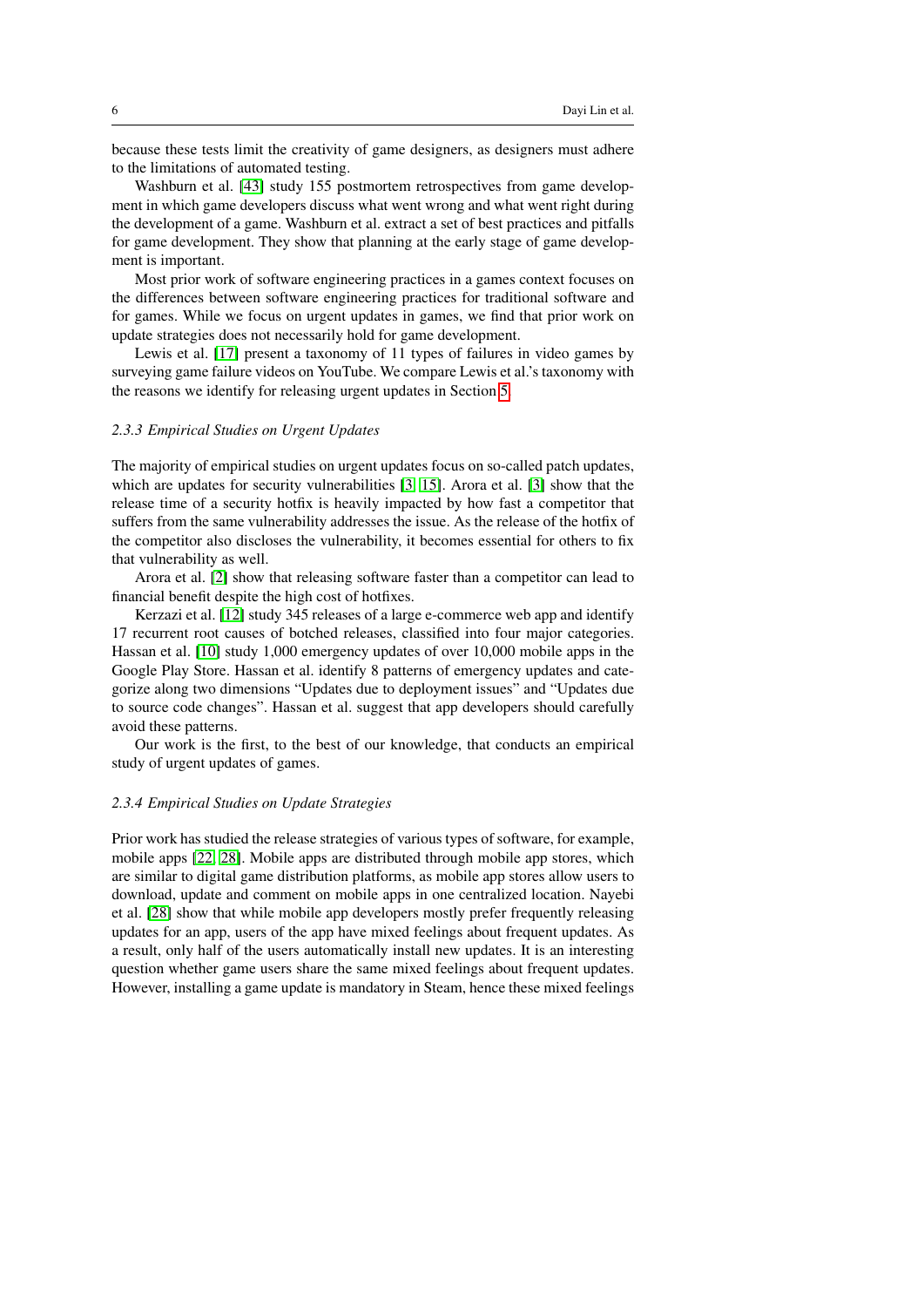because these tests limit the creativity of game designers, as designers must adhere to the limitations of automated testing.

Washburn et al. [43] study 155 postmortem retrospectives from game development in which game developers discuss what went wrong and what went right during the development of a game. Washburn et al. extract a set of best practices and pitfalls for game development. They show that planning at the early stage of game development is important.

Most prior work of software engineering practices in a games context focuses on the differences between software engineering practices for traditional software and for games. While we focus on urgent updates in games, we find that prior work on update strategies does not necessarily hold for game development.

Lewis et al. [17] present a taxonomy of 11 types of failures in video games by surveying game failure videos on YouTube. We compare Lewis et al.'s taxonomy with the reasons we identify for releasing urgent updates in Section 5.

### *2.3.3 Empirical Studies on Urgent Updates*

The majority of empirical studies on urgent updates focus on so-called patch updates, which are updates for security vulnerabilities [3, 15]. Arora et al. [3] show that the release time of a security hotfix is heavily impacted by how fast a competitor that suffers from the same vulnerability addresses the issue. As the release of the hotfix of the competitor also discloses the vulnerability, it becomes essential for others to fix that vulnerability as well.

Arora et al. [2] show that releasing software faster than a competitor can lead to financial benefit despite the high cost of hotfixes.

Kerzazi et al. [12] study 345 releases of a large e-commerce web app and identify 17 recurrent root causes of botched releases, classified into four major categories. Hassan et al. [10] study 1,000 emergency updates of over 10,000 mobile apps in the Google Play Store. Hassan et al. identify 8 patterns of emergency updates and categorize along two dimensions "Updates due to deployment issues" and "Updates due to source code changes". Hassan et al. suggest that app developers should carefully avoid these patterns.

Our work is the first, to the best of our knowledge, that conducts an empirical study of urgent updates of games.

### *2.3.4 Empirical Studies on Update Strategies*

Prior work has studied the release strategies of various types of software, for example, mobile apps [22, 28]. Mobile apps are distributed through mobile app stores, which are similar to digital game distribution platforms, as mobile app stores allow users to download, update and comment on mobile apps in one centralized location. Nayebi et al. [28] show that while mobile app developers mostly prefer frequently releasing updates for an app, users of the app have mixed feelings about frequent updates. As a result, only half of the users automatically install new updates. It is an interesting question whether game users share the same mixed feelings about frequent updates. However, installing a game update is mandatory in Steam, hence these mixed feelings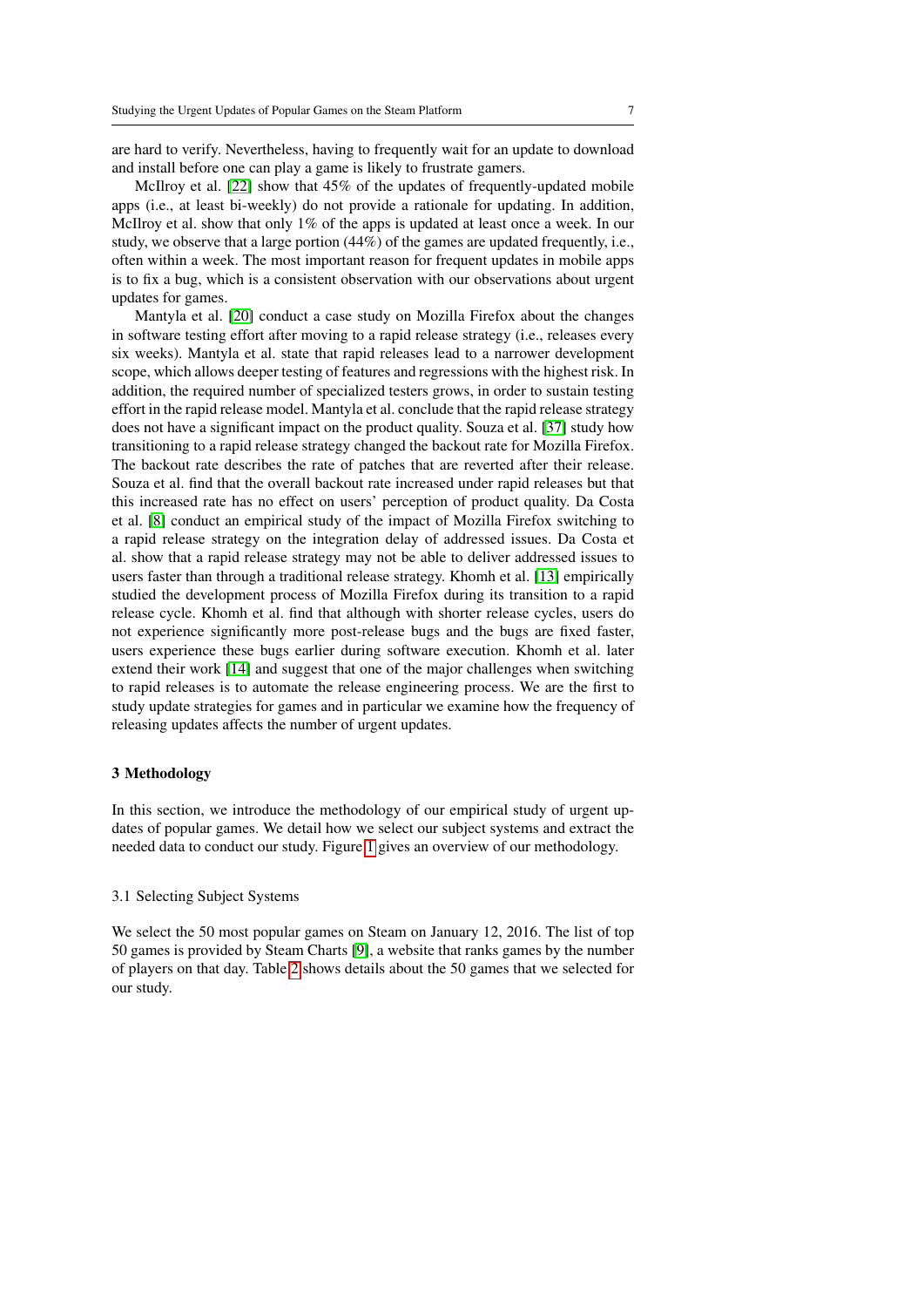are hard to verify. Nevertheless, having to frequently wait for an update to download and install before one can play a game is likely to frustrate gamers.

McIlroy et al. [22] show that 45% of the updates of frequently-updated mobile apps (i.e., at least bi-weekly) do not provide a rationale for updating. In addition, McIlroy et al. show that only 1% of the apps is updated at least once a week. In our study, we observe that a large portion (44%) of the games are updated frequently, i.e., often within a week. The most important reason for frequent updates in mobile apps is to fix a bug, which is a consistent observation with our observations about urgent updates for games.

Mantyla et al. [20] conduct a case study on Mozilla Firefox about the changes in software testing effort after moving to a rapid release strategy (i.e., releases every six weeks). Mantyla et al. state that rapid releases lead to a narrower development scope, which allows deeper testing of features and regressions with the highest risk. In addition, the required number of specialized testers grows, in order to sustain testing effort in the rapid release model. Mantyla et al. conclude that the rapid release strategy does not have a significant impact on the product quality. Souza et al. [37] study how transitioning to a rapid release strategy changed the backout rate for Mozilla Firefox. The backout rate describes the rate of patches that are reverted after their release. Souza et al. find that the overall backout rate increased under rapid releases but that this increased rate has no effect on users' perception of product quality. Da Costa et al. [8] conduct an empirical study of the impact of Mozilla Firefox switching to a rapid release strategy on the integration delay of addressed issues. Da Costa et al. show that a rapid release strategy may not be able to deliver addressed issues to users faster than through a traditional release strategy. Khomh et al. [13] empirically studied the development process of Mozilla Firefox during its transition to a rapid release cycle. Khomh et al. find that although with shorter release cycles, users do not experience significantly more post-release bugs and the bugs are fixed faster, users experience these bugs earlier during software execution. Khomh et al. later extend their work [14] and suggest that one of the major challenges when switching to rapid releases is to automate the release engineering process. We are the first to study update strategies for games and in particular we examine how the frequency of releasing updates affects the number of urgent updates.

## 3 Methodology

In this section, we introduce the methodology of our empirical study of urgent updates of popular games. We detail how we select our subject systems and extract the needed data to conduct our study. Figure 1 gives an overview of our methodology.

### 3.1 Selecting Subject Systems

We select the 50 most popular games on Steam on January 12, 2016. The list of top 50 games is provided by Steam Charts [9], a website that ranks games by the number of players on that day. Table 2 shows details about the 50 games that we selected for our study.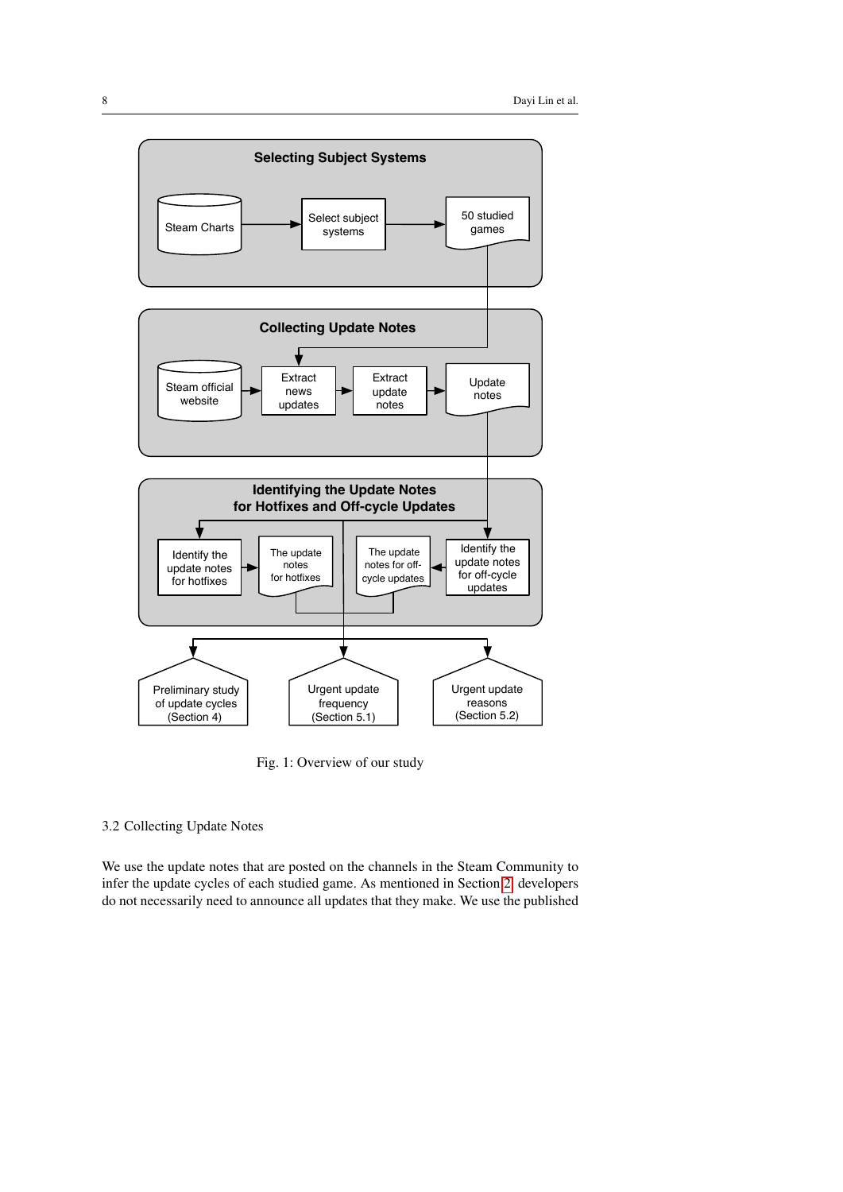Fig. 1: Overview of our study

### 3.2 Collecting Update Notes

We use the update notes that are posted on the channels in the Steam Community to infer the update cycles of each studied game. As mentioned in Section 2, developers do not necessarily need to announce all updates that they make. We use the published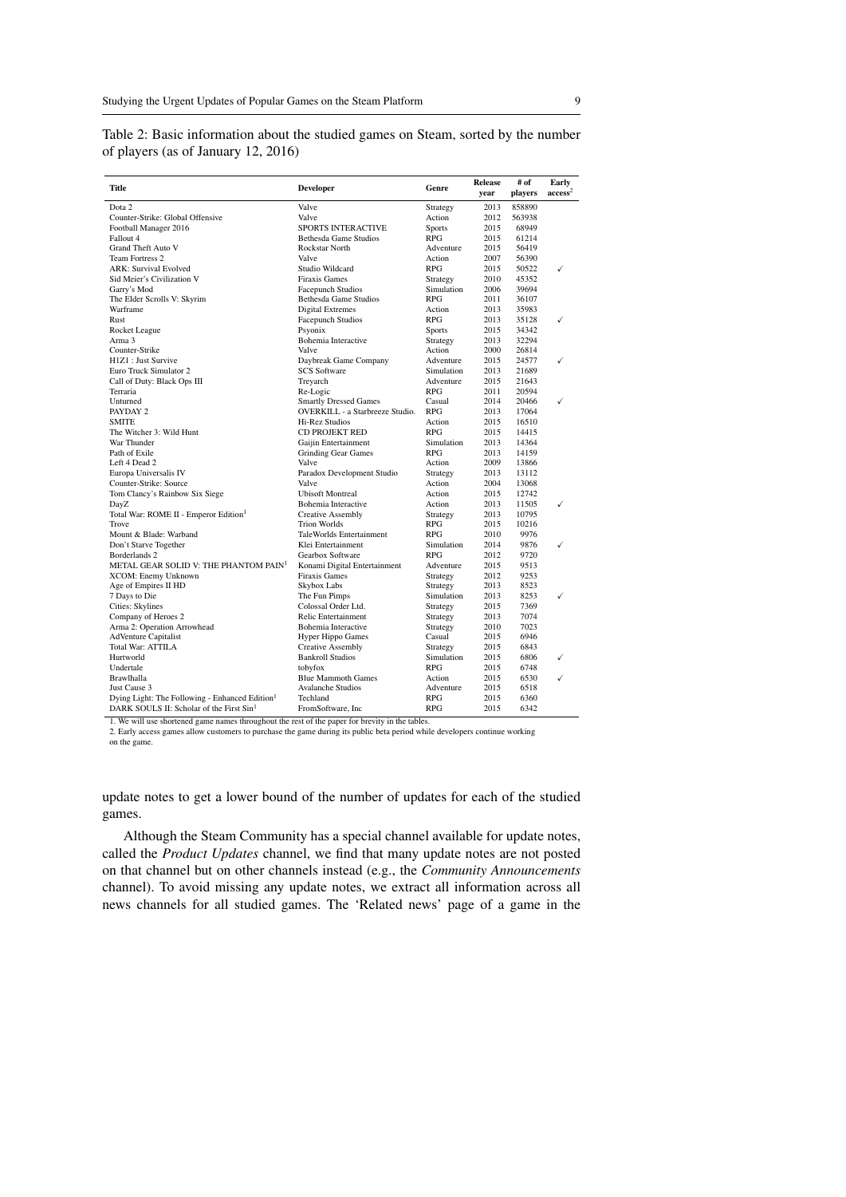Table 2: Basic information about the studied games on Steam, sorted by the number of players (as of January 12, 2016)

| Title | Developer | Genre | Release year | # of players | Early access[2] |
|---|---|---|---|---|---|
| Dota 2 | Valve | Strategy | 2013 | 858890 | |
| Counter-Strike: Global Offensive | Valve | Action | 2012 | 563938 | |
| Football Manager 2016 | SPORTS INTERACTIVE | Sports | 2015 | 68949 | |
| Fallout 4 | Bethesda Game Studios | RPG | 2015 | 61214 | |
| Grand Theft Auto V | Rockstar North | Adventure | 2015 | 56419 | |
| Team Fortress 2 | Valve | Action | 2007 | 56390 | |
| ARK: Survival Evolved | Studio Wildcard | RPG | 2015 | 50522 | ✓ |
| Sid Meier's Civilization V | Firaxis Games | Strategy | 2010 | 45352 | |
| Garry's Mod | Facepunch Studios | Simulation | 2006 | 39694 | |
| The Elder Scrolls V: Skyrim | Bethesda Game Studios | RPG | 2011 | 36107 | |
| Warframe | Digital Extremes | Action | 2013 | 35983 | |
| Rust | Facepunch Studios | RPG | 2013 | 35128 | ✓ |
| Rocket League | Psyonix | Sports | 2015 | 34342 | |
| Arma 3 | Bohemia Interactive | Strategy | 2013 | 32294 | |
| Counter-Strike | Valve | Action | 2000 | 26814 | |
| H1Z1 : Just Survive | Daybreak Game Company | Adventure | 2015 | 24577 | ✓ |
| Euro Truck Simulator 2 | SCS Software | Simulation | 2013 | 21689 | |
| Call of Duty: Black Ops III | Treyarch | Adventure | 2015 | 21643 | |
| Terraria | Re-Logic | RPG | 2011 | 20594 | |
| Unturned | Smartly Dressed Games | Casual | 2014 | 20466 | ✓ |
| PAYDAY 2 | OVERKILL - a Starbreeze Studio. | RPG | 2013 | 17064 | |
| SMITE | Hi-Rez Studios | Action | 2015 | 16510 | |
| The Witcher 3: Wild Hunt | CD PROJEKT RED | RPG | 2015 | 14415 | |
| War Thunder | Gaijin Entertainment | Simulation | 2013 | 14364 | |
| Path of Exile | Grinding Gear Games | RPG | 2013 | 14159 | |
| Left 4 Dead 2 | Valve | Action | 2009 | 13866 | |
| Europa Universalis IV | Paradox Development Studio | Strategy | 2013 | 13112 | |
| Counter-Strike: Source | Valve | Action | 2004 | 13068 | |
| Tom Clancy's Rainbow Six Siege | Ubisoft Montreal | Action | 2015 | 12742 | |
| DayZ | Bohemia Interactive | Action | 2013 | 11505 | ✓ |
| Total War: ROME II - Emperor Edition[1] | Creative Assembly | Strategy | 2013 | 10795 | |
| Trove | Trion Worlds | RPG | 2015 | 10216 | |
| Mount & Blade: Warband | TaleWorlds Entertainment | RPG | 2010 | 9976 | |
| Don't Starve Together | Klei Entertainment | Simulation | 2014 | 9876 | ✓ |
| Borderlands 2 | Gearbox Software | RPG | 2012 | 9720 | |
| METAL GEAR SOLID V: THE PHANTOM PAIN[1] | Konami Digital Entertainment | Adventure | 2015 | 9513 | |
| XCOM: Enemy Unknown | Firaxis Games | Strategy | 2012 | 9253 | |
| Age of Empires II HD | Skybox Labs | Strategy | 2013 | 8523 | |
| 7 Days to Die | The Fun Pimps | Simulation | 2013 | 8253 | ✓ |
| Cities: Skylines | Colossal Order Ltd. | Strategy | 2015 | 7369 | |
| Company of Heroes 2 | Relic Entertainment | Strategy | 2013 | 7074 | |
| Arma 2: Operation Arrowhead | Bohemia Interactive | Strategy | 2010 | 7023 | |
| AdVenture Capitalist | Hyper Hippo Games | Casual | 2015 | 6946 | |
| Total War: ATTILA | Creative Assembly | Strategy | 2015 | 6843 | |
| Hurtworld | Bankroll Studios | Simulation | 2015 | 6806 | ✓ |
| Undertale | tobyfox | RPG | 2015 | 6748 | |
| Brawlhalla | Blue Mammoth Games | Action | 2015 | 6530 | ✓ |
| Just Cause 3 | Avalanche Studios | Adventure | 2015 | 6518 | |
| Dying Light: The Following - Enhanced Edition[1] | Techland | RPG | 2015 | 6360 | |
| DARK SOULS II: Scholar of the First Sin[1] | FromSoftware, Inc | RPG | 2015 | 6342 | |

1. We will use shortened game names throughout the rest of the paper for brevity in the tables.
2. Early access games allow customers to purchase the game during its public beta period while developers continue working on the game.

update notes to get a lower bound of the number of updates for each of the studied games.

Although the Steam Community has a special channel available for update notes, called the *Product Updates* channel, we find that many update notes are not posted on that channel but on other channels instead (e.g., the *Community Announcements* channel). To avoid missing any update notes, we extract all information across all news channels for all studied games. The 'Related news' page of a game in the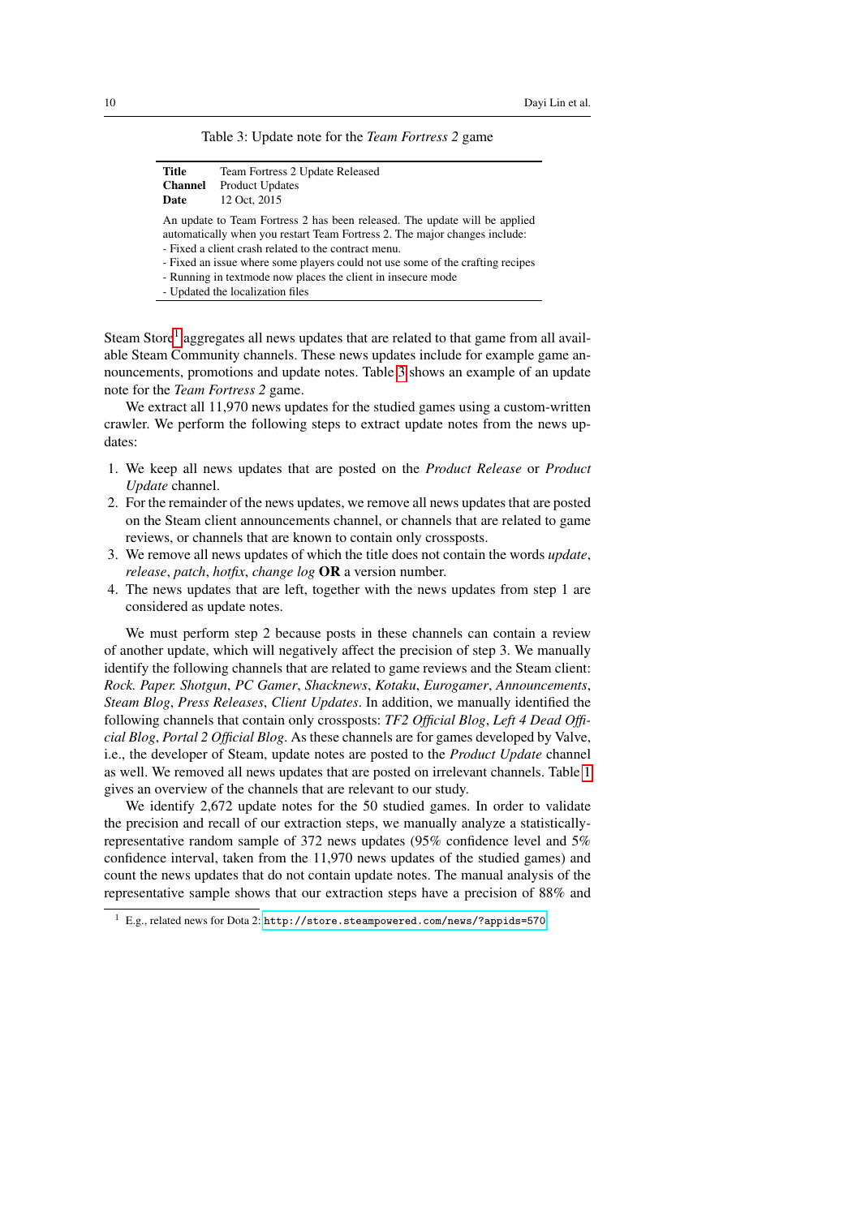Table 3: Update note for the *Team Fortress 2* game

| | |
|---|---|
| **Title** | Team Fortress 2 Update Released |
| **Channel** | Product Updates |
| **Date** | 12 Oct, 2015 |

An update to Team Fortress 2 has been released. The update will be applied automatically when you restart Team Fortress 2. The major changes include:
- Fixed a client crash related to the contract menu.
- Fixed an issue where some players could not use some of the crafting recipes
- Running in textmode now places the client in insecure mode
- Updated the localization files

Steam Store[1] aggregates all news updates that are related to that game from all available Steam Community channels. These news updates include for example game announcements, promotions and update notes. Table 3 shows an example of an update note for the *Team Fortress 2* game.

We extract all 11,970 news updates for the studied games using a custom-written crawler. We perform the following steps to extract update notes from the news updates:

1. We keep all news updates that are posted on the *Product Release* or *Product Update* channel.
2. For the remainder of the news updates, we remove all news updates that are posted on the Steam client announcements channel, or channels that are related to game reviews, or channels that are known to contain only crossposts.
3. We remove all news updates of which the title does not contain the words *update*, *release*, *patch*, *hotfix*, *change log* **OR** a version number.
4. The news updates that are left, together with the news updates from step 1 are considered as update notes.

We must perform step 2 because posts in these channels can contain a review of another update, which will negatively affect the precision of step 3. We manually identify the following channels that are related to game reviews and the Steam client: *Rock. Paper. Shotgun*, *PC Gamer*, *Shacknews*, *Kotaku*, *Eurogamer*, *Announcements*, *Steam Blog*, *Press Releases*, *Client Updates*. In addition, we manually identified the following channels that contain only crossposts: *TF2 Official Blog*, *Left 4 Dead Official Blog*, *Portal 2 Official Blog*. As these channels are for games developed by Valve, i.e., the developer of Steam, update notes are posted to the *Product Update* channel as well. We removed all news updates that are posted on irrelevant channels. Table 1 gives an overview of the channels that are relevant to our study.

We identify 2,672 update notes for the 50 studied games. In order to validate the precision and recall of our extraction steps, we manually analyze a statistically-representative random sample of 372 news updates (95% confidence level and 5% confidence interval, taken from the 11,970 news updates of the studied games) and count the news updates that do not contain update notes. The manual analysis of the representative sample shows that our extraction steps have a precision of 88% and

[1] E.g., related news for Dota 2: `http://store.steampowered.com/news/?appids=570`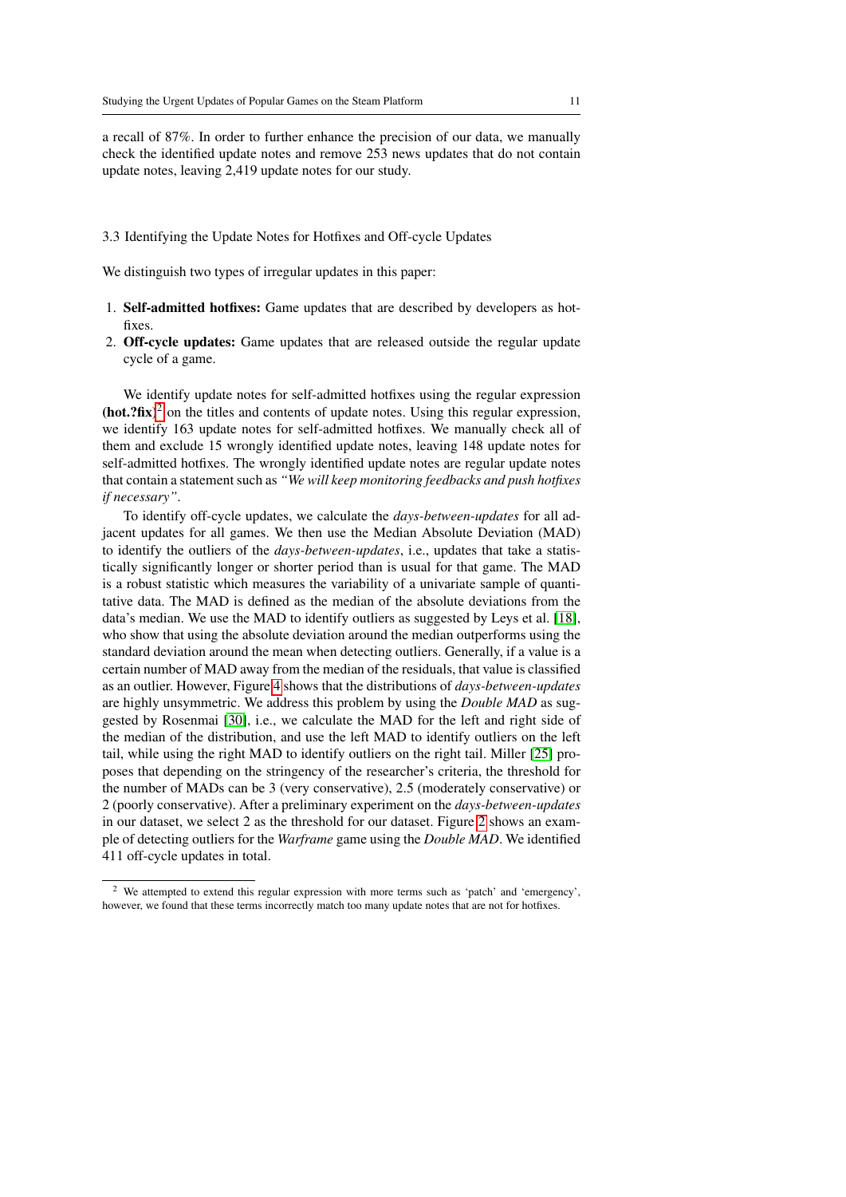a recall of 87%. In order to further enhance the precision of our data, we manually check the identified update notes and remove 253 news updates that do not contain update notes, leaving 2,419 update notes for our study.

### 3.3 Identifying the Update Notes for Hotfixes and Off-cycle Updates

We distinguish two types of irregular updates in this paper:

1. **Self-admitted hotfixes:** Game updates that are described by developers as hotfixes.
2. **Off-cycle updates:** Game updates that are released outside the regular update cycle of a game.

We identify update notes for self-admitted hotfixes using the regular expression **(hot.?fix)**[2] on the titles and contents of update notes. Using this regular expression, we identify 163 update notes for self-admitted hotfixes. We manually check all of them and exclude 15 wrongly identified update notes, leaving 148 update notes for self-admitted hotfixes. The wrongly identified update notes are regular update notes that contain a statement such as *"We will keep monitoring feedbacks and push hotfixes if necessary"*.

To identify off-cycle updates, we calculate the *days-between-updates* for all adjacent updates for all games. We then use the Median Absolute Deviation (MAD) to identify the outliers of the *days-between-updates*, i.e., updates that take a statistically significantly longer or shorter period than is usual for that game. The MAD is a robust statistic which measures the variability of a univariate sample of quantitative data. The MAD is defined as the median of the absolute deviations from the data's median. We use the MAD to identify outliers as suggested by Leys et al. [18], who show that using the absolute deviation around the median outperforms using the standard deviation around the mean when detecting outliers. Generally, if a value is a certain number of MAD away from the median of the residuals, that value is classified as an outlier. However, Figure 4 shows that the distributions of *days-between-updates* are highly unsymmetric. We address this problem by using the *Double MAD* as suggested by Rosenmai [30], i.e., we calculate the MAD for the left and right side of the median of the distribution, and use the left MAD to identify outliers on the left tail, while using the right MAD to identify outliers on the right tail. Miller [25] proposes that depending on the stringency of the researcher's criteria, the threshold for the number of MADs can be 3 (very conservative), 2.5 (moderately conservative) or 2 (poorly conservative). After a preliminary experiment on the *days-between-updates* in our dataset, we select 2 as the threshold for our dataset. Figure 2 shows an example of detecting outliers for the *Warframe* game using the *Double MAD*. We identified 411 off-cycle updates in total.

---

[2] We attempted to extend this regular expression with more terms such as 'patch' and 'emergency', however, we found that these terms incorrectly match too many update notes that are not for hotfixes.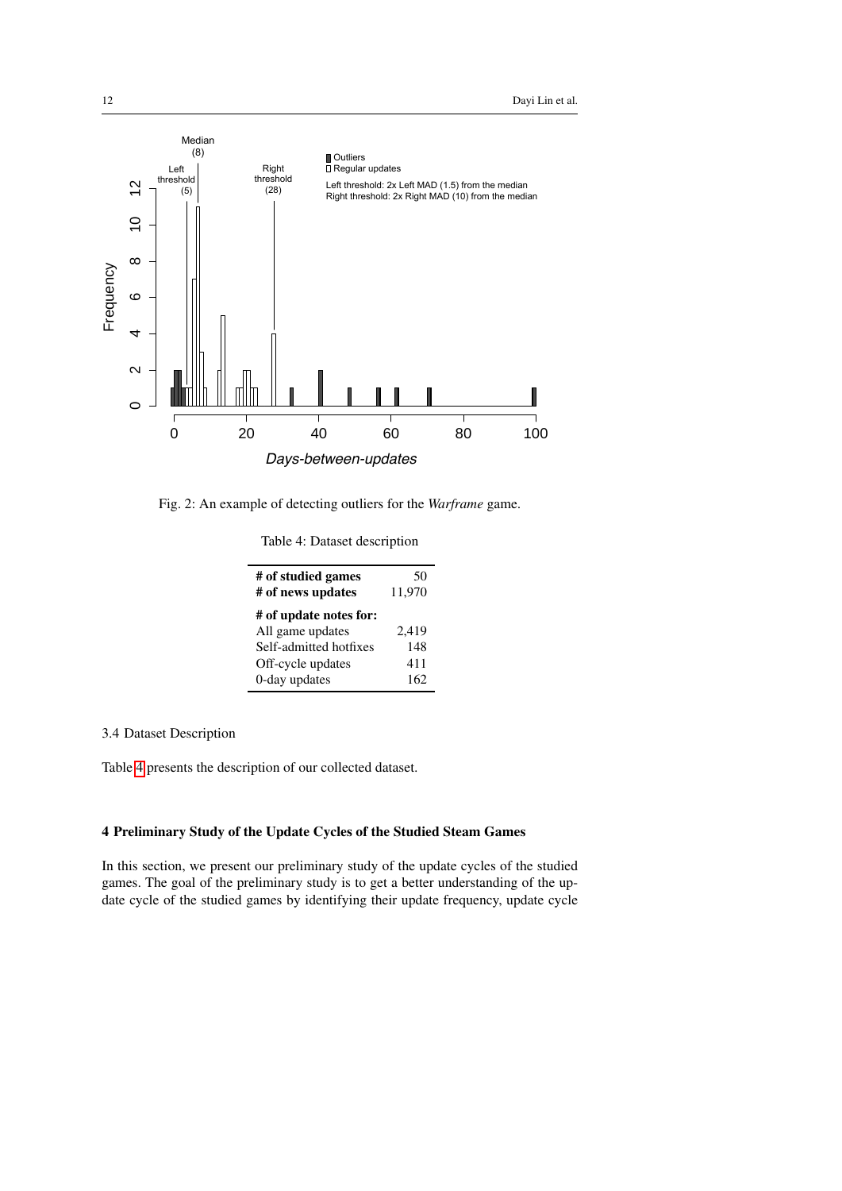Fig. 2: An example of detecting outliers for the *Warframe* game.

Table 4: Dataset description

| | |
|---|---|
| **# of studied games** | 50 |
| **# of news updates** | 11,970 |
| **# of update notes for:** | |
| All game updates | 2,419 |
| Self-admitted hotfixes | 148 |
| Off-cycle updates | 411 |
| 0-day updates | 162 |

### 3.4 Dataset Description

Table 4 presents the description of our collected dataset.

## 4 Preliminary Study of the Update Cycles of the Studied Steam Games

In this section, we present our preliminary study of the update cycles of the studied games. The goal of the preliminary study is to get a better understanding of the update cycle of the studied games by identifying their update frequency, update cycle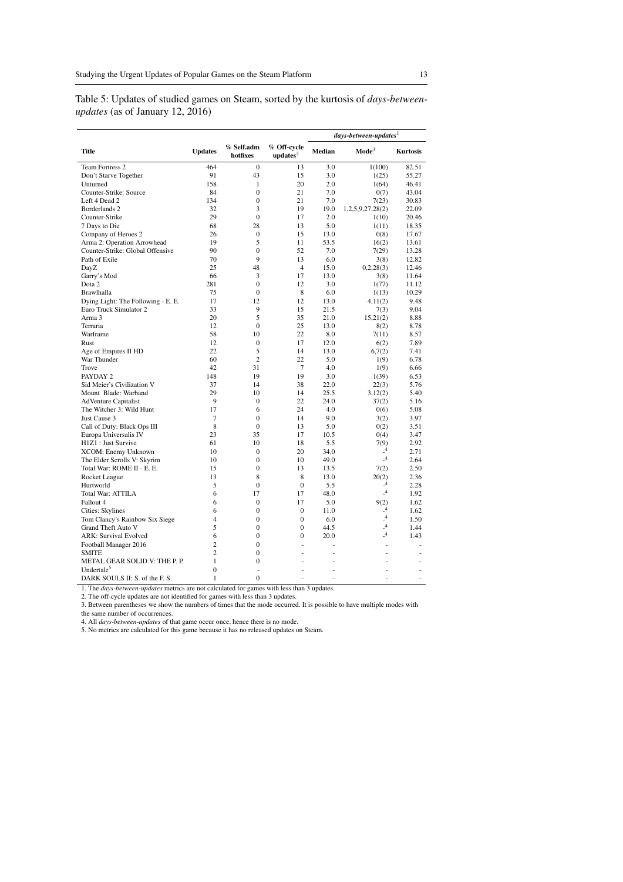Table 5: Updates of studied games on Steam, sorted by the kurtosis of *days-between-updates* (as of January 12, 2016)

| Title | Updates | % Self.adm hotfixes | % Off-cycle updates[2] | *days-between-updates*[1] | | |
|---|---|---|---|---|---|---|
| | | | | Median | Mode[3] | Kurtosis |
| Team Fortress 2 | 464 | 0 | 13 | 3.0 | 1(100) | 82.51 |
| Don't Starve Together | 91 | 43 | 15 | 3.0 | 1(25) | 55.27 |
| Unturned | 158 | 1 | 20 | 2.0 | 1(64) | 46.41 |
| Counter-Strike: Source | 84 | 0 | 21 | 7.0 | 0(7) | 43.04 |
| Left 4 Dead 2 | 134 | 0 | 21 | 7.0 | 7(23) | 30.83 |
| Borderlands 2 | 32 | 3 | 19 | 19.0 | 1,2,5,9,27,28(2) | 22.09 |
| Counter-Strike | 29 | 0 | 17 | 2.0 | 1(10) | 20.46 |
| 7 Days to Die | 68 | 28 | 13 | 5.0 | 1(11) | 18.35 |
| Company of Heroes 2 | 26 | 0 | 15 | 13.0 | 0(8) | 17.67 |
| Arma 2: Operation Arrowhead | 19 | 5 | 11 | 53.5 | 16(2) | 13.61 |
| Counter-Strike: Global Offensive | 90 | 0 | 52 | 7.0 | 7(29) | 13.28 |
| Path of Exile | 70 | 9 | 13 | 6.0 | 3(8) | 12.82 |
| DayZ | 25 | 48 | 4 | 15.0 | 0,2,28(3) | 12.46 |
| Garry's Mod | 66 | 3 | 17 | 13.0 | 3(8) | 11.64 |
| Dota 2 | 281 | 0 | 12 | 3.0 | 1(77) | 11.12 |
| Brawlhalla | 75 | 0 | 8 | 6.0 | 1(13) | 10.29 |
| Dying Light: The Following - E. E. | 17 | 12 | 12 | 13.0 | 4,11(2) | 9.48 |
| Euro Truck Simulator 2 | 33 | 9 | 15 | 21.5 | 7(3) | 9.04 |
| Arma 3 | 20 | 5 | 35 | 21.0 | 15,21(2) | 8.88 |
| Terraria | 12 | 0 | 25 | 13.0 | 8(2) | 8.78 |
| Warframe | 58 | 10 | 22 | 8.0 | 7(11) | 8.57 |
| Rust | 12 | 0 | 17 | 12.0 | 6(2) | 7.89 |
| Age of Empires II HD | 22 | 5 | 14 | 13.0 | 6,7(2) | 7.41 |
| War Thunder | 60 | 2 | 22 | 5.0 | 1(9) | 6.78 |
| Trove | 42 | 31 | 7 | 4.0 | 1(9) | 6.66 |
| PAYDAY 2 | 148 | 19 | 19 | 3.0 | 1(39) | 6.53 |
| Sid Meier's Civilization V | 37 | 14 | 38 | 22.0 | 22(3) | 5.76 |
| Mount Blade: Warband | 29 | 10 | 14 | 25.5 | 3,12(2) | 5.40 |
| AdVenture Capitalist | 9 | 0 | 22 | 24.0 | 37(2) | 5.16 |
| The Witcher 3: Wild Hunt | 17 | 6 | 24 | 4.0 | 0(6) | 5.08 |
| Just Cause 3 | 7 | 0 | 14 | 9.0 | 3(2) | 3.97 |
| Call of Duty: Black Ops III | 8 | 0 | 13 | 5.0 | 0(2) | 3.51 |
| Europa Universalis IV | 23 | 35 | 17 | 10.5 | 0(4) | 3.47 |
| H1Z1 : Just Survive | 61 | 10 | 18 | 5.5 | 7(9) | 2.92 |
| XCOM: Enemy Unknown | 10 | 0 | 20 | 34.0 | -[4] | 2.71 |
| The Elder Scrolls V: Skyrim | 10 | 0 | 10 | 49.0 | -[4] | 2.64 |
| Total War: ROME II - E. E. | 15 | 0 | 13 | 13.5 | 7(2) | 2.50 |
| Rocket League | 13 | 8 | 8 | 13.0 | 20(2) | 2.36 |
| Hurtworld | 5 | 0 | 0 | 5.5 | -[4] | 2.28 |
| Total War: ATTILA | 6 | 17 | 17 | 48.0 | -[4] | 1.92 |
| Fallout 4 | 6 | 0 | 17 | 5.0 | 9(2) | 1.62 |
| Cities: Skylines | 6 | 0 | 0 | 11.0 | -[4] | 1.62 |
| Tom Clancy's Rainbow Six Siege | 4 | 0 | 0 | 6.0 | -[4] | 1.50 |
| Grand Theft Auto V | 5 | 0 | 0 | 44.5 | -[4] | 1.44 |
| ARK: Survival Evolved | 6 | 0 | 0 | 20.0 | -[4] | 1.43 |
| Football Manager 2016 | 2 | 0 | - | - | - | - |
| SMITE | 2 | 0 | - | - | - | - |
| METAL GEAR SOLID V: THE P. P. | 1 | 0 | - | - | - | - |
| Undertale[5] | 0 | - | - | - | - | - |
| DARK SOULS II: S. of the F. S. | 1 | 0 | - | - | - | - |

1. The *days-between-updates* metrics are not calculated for games with less than 3 updates.
2. The off-cycle updates are not identified for games with less than 3 updates.
3. Between parentheses we show the numbers of times that the mode occurred. It is possible to have multiple modes with the same number of occurrences.
4. All *days-between-updates* of that game occur once, hence there is no mode.
5. No metrics are calculated for this game because it has no released updates on Steam.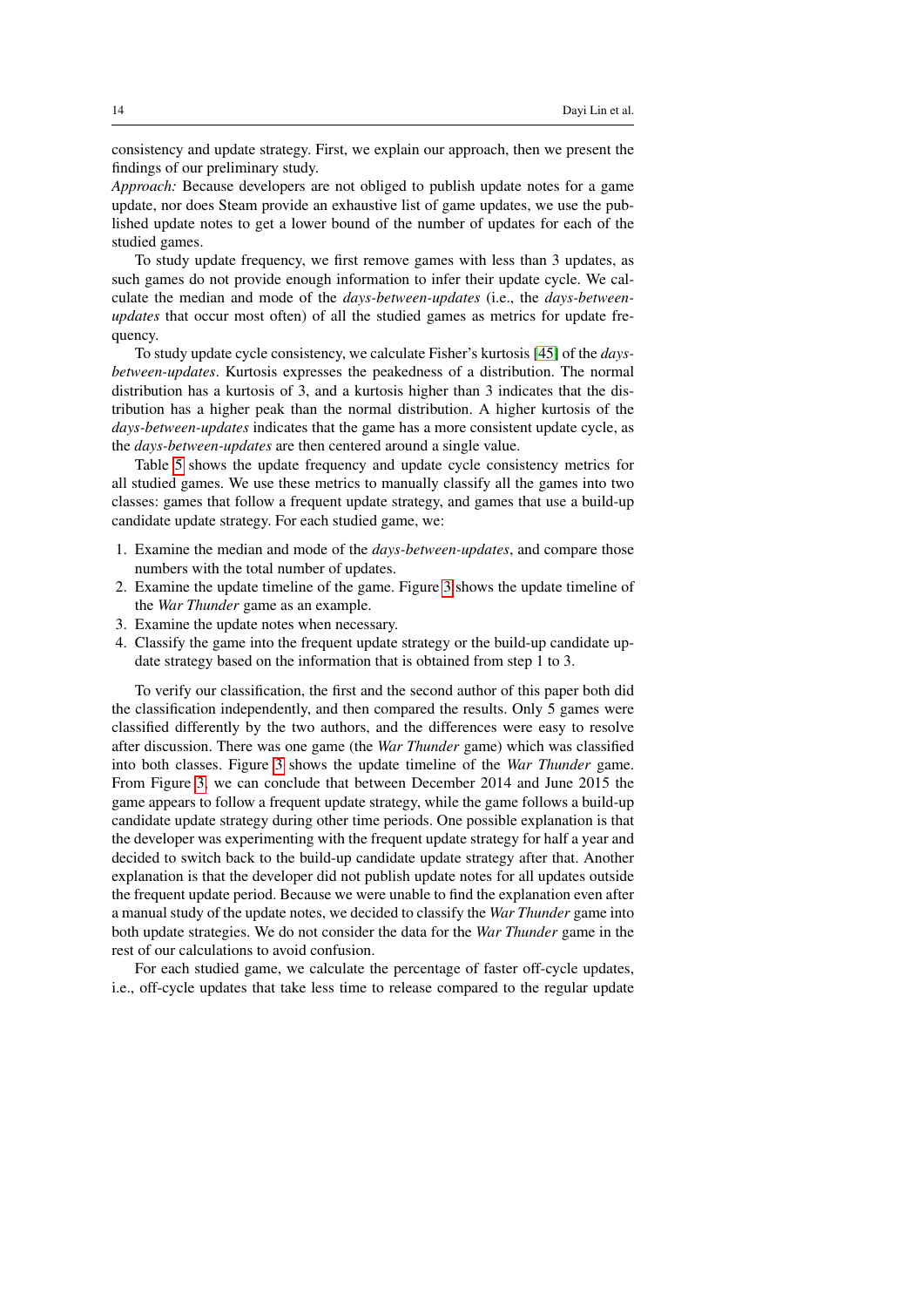consistency and update strategy. First, we explain our approach, then we present the findings of our preliminary study.

*Approach:* Because developers are not obliged to publish update notes for a game update, nor does Steam provide an exhaustive list of game updates, we use the published update notes to get a lower bound of the number of updates for each of the studied games.

To study update frequency, we first remove games with less than 3 updates, as such games do not provide enough information to infer their update cycle. We calculate the median and mode of the *days-between-updates* (i.e., the *days-between-updates* that occur most often) of all the studied games as metrics for update frequency.

To study update cycle consistency, we calculate Fisher's kurtosis [45] of the *days-between-updates*. Kurtosis expresses the peakedness of a distribution. The normal distribution has a kurtosis of 3, and a kurtosis higher than 3 indicates that the distribution has a higher peak than the normal distribution. A higher kurtosis of the *days-between-updates* indicates that the game has a more consistent update cycle, as the *days-between-updates* are then centered around a single value.

Table 5 shows the update frequency and update cycle consistency metrics for all studied games. We use these metrics to manually classify all the games into two classes: games that follow a frequent update strategy, and games that use a build-up candidate update strategy. For each studied game, we:

1. Examine the median and mode of the *days-between-updates*, and compare those numbers with the total number of updates.
2. Examine the update timeline of the game. Figure 3 shows the update timeline of the *War Thunder* game as an example.
3. Examine the update notes when necessary.
4. Classify the game into the frequent update strategy or the build-up candidate update strategy based on the information that is obtained from step 1 to 3.

To verify our classification, the first and the second author of this paper both did the classification independently, and then compared the results. Only 5 games were classified differently by the two authors, and the differences were easy to resolve after discussion. There was one game (the *War Thunder* game) which was classified into both classes. Figure 3 shows the update timeline of the *War Thunder* game. From Figure 3, we can conclude that between December 2014 and June 2015 the game appears to follow a frequent update strategy, while the game follows a build-up candidate update strategy during other time periods. One possible explanation is that the developer was experimenting with the frequent update strategy for half a year and decided to switch back to the build-up candidate update strategy after that. Another explanation is that the developer did not publish update notes for all updates outside the frequent update period. Because we were unable to find the explanation even after a manual study of the update notes, we decided to classify the *War Thunder* game into both update strategies. We do not consider the data for the *War Thunder* game in the rest of our calculations to avoid confusion.

For each studied game, we calculate the percentage of faster off-cycle updates, i.e., off-cycle updates that take less time to release compared to the regular update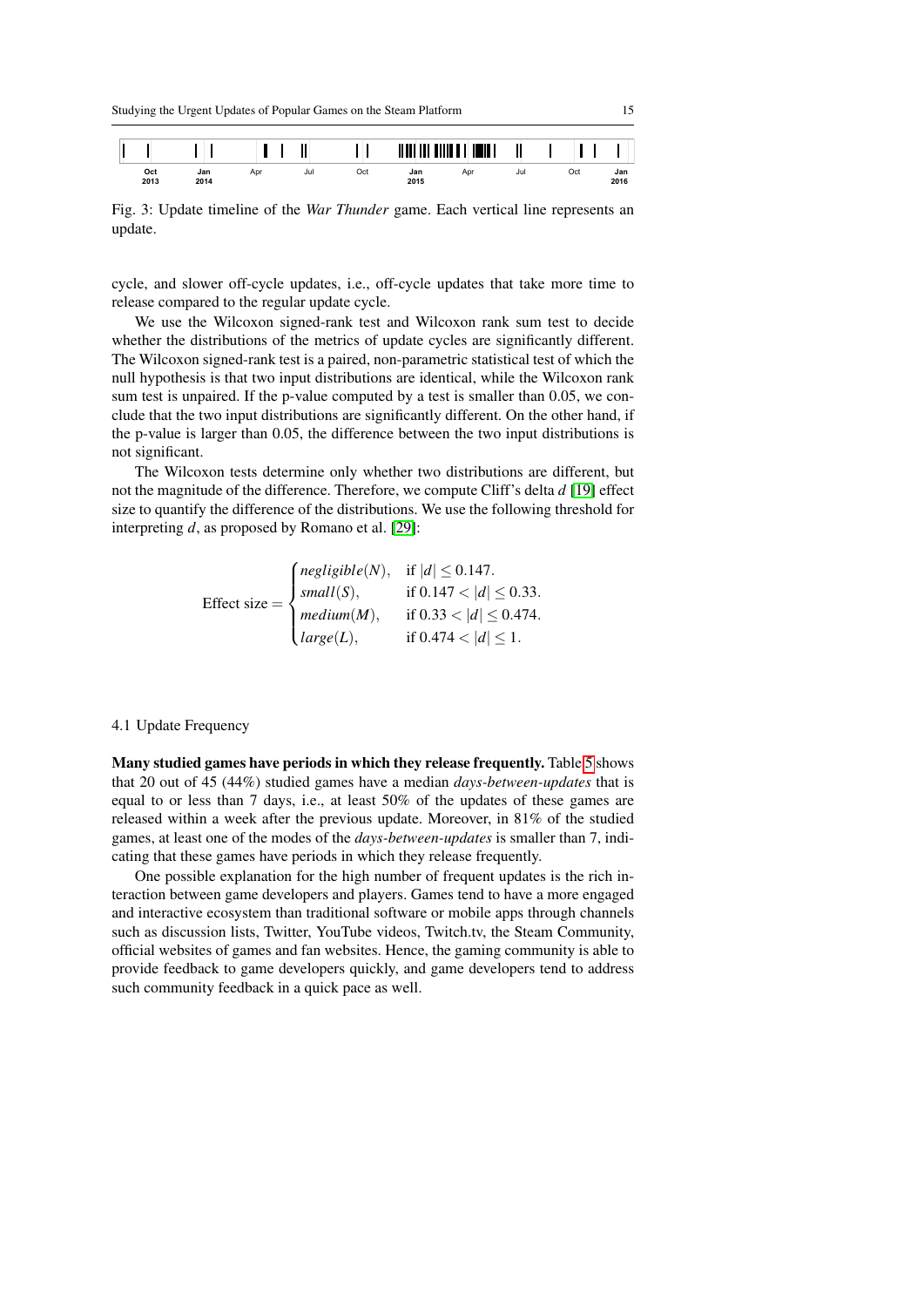Fig. 3: Update timeline of the *War Thunder* game. Each vertical line represents an update.

cycle, and slower off-cycle updates, i.e., off-cycle updates that take more time to release compared to the regular update cycle.

We use the Wilcoxon signed-rank test and Wilcoxon rank sum test to decide whether the distributions of the metrics of update cycles are significantly different. The Wilcoxon signed-rank test is a paired, non-parametric statistical test of which the null hypothesis is that two input distributions are identical, while the Wilcoxon rank sum test is unpaired. If the p-value computed by a test is smaller than 0.05, we conclude that the two input distributions are significantly different. On the other hand, if the p-value is larger than 0.05, the difference between the two input distributions is not significant.

The Wilcoxon tests determine only whether two distributions are different, but not the magnitude of the difference. Therefore, we compute Cliff's delta $d$ [19] effect size to quantify the difference of the distributions. We use the following threshold for interpreting $d$, as proposed by Romano et al. [29]:

$$
\text{Effect size} = \begin{cases} negligible(N), & \text{if } |d| \leq 0.147. \\ small(S), & \text{if } 0.147 < |d| \leq 0.33. \\ medium(M), & \text{if } 0.33 < |d| \leq 0.474. \\ large(L), & \text{if } 0.474 < |d| \leq 1. \end{cases}
$$

### 4.1 Update Frequency

**Many studied games have periods in which they release frequently.** Table 5 shows that 20 out of 45 (44%) studied games have a median *days-between-updates* that is equal to or less than 7 days, i.e., at least 50% of the updates of these games are released within a week after the previous update. Moreover, in 81% of the studied games, at least one of the modes of the *days-between-updates* is smaller than 7, indicating that these games have periods in which they release frequently.

One possible explanation for the high number of frequent updates is the rich interaction between game developers and players. Games tend to have a more engaged and interactive ecosystem than traditional software or mobile apps through channels such as discussion lists, Twitter, YouTube videos, Twitch.tv, the Steam Community, official websites of games and fan websites. Hence, the gaming community is able to provide feedback to game developers quickly, and game developers tend to address such community feedback in a quick pace as well.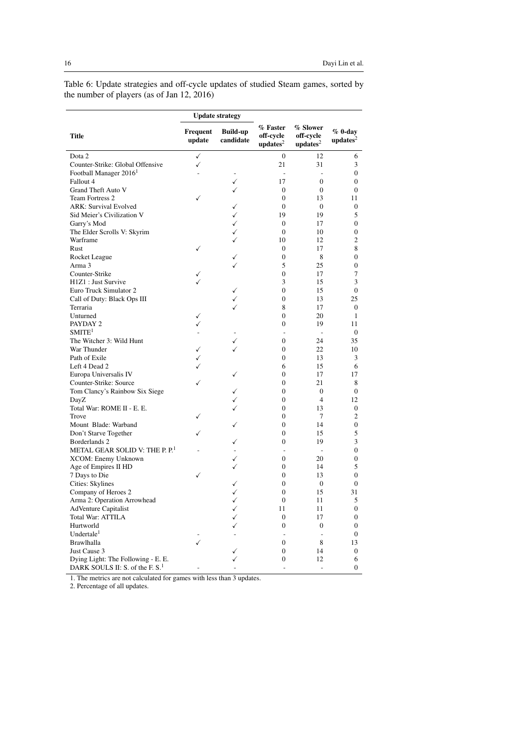Table 6: Update strategies and off-cycle updates of studied Steam games, sorted by the number of players (as of Jan 12, 2016)

| Title | Update strategy | | % Faster off-cycle updates[2] | % Slower off-cycle updates[2] | % 0-day updates[2] |
|---|---|---|---|---|---|
| | Frequent update | Build-up candidate | | | |
| Dota 2 | ✓ | | 0 | 12 | 6 |
| Counter-Strike: Global Offensive | ✓ | | 21 | 31 | 3 |
| Football Manager 2016[1] | - | - | - | - | 0 |
| Fallout 4 | | ✓ | 17 | 0 | 0 |
| Grand Theft Auto V | | ✓ | 0 | 0 | 0 |
| Team Fortress 2 | ✓ | | 0 | 13 | 11 |
| ARK: Survival Evolved | | ✓ | 0 | 0 | 0 |
| Sid Meier's Civilization V | | ✓ | 19 | 19 | 5 |
| Garry's Mod | | ✓ | 0 | 17 | 0 |
| The Elder Scrolls V: Skyrim | | ✓ | 0 | 10 | 0 |
| Warframe | | ✓ | 10 | 12 | 2 |
| Rust | ✓ | | 0 | 17 | 8 |
| Rocket League | | ✓ | 0 | 8 | 0 |
| Arma 3 | | ✓ | 5 | 25 | 0 |
| Counter-Strike | ✓ | | 0 | 17 | 7 |
| H1Z1 : Just Survive | ✓ | | 3 | 15 | 3 |
| Euro Truck Simulator 2 | | ✓ | 0 | 15 | 0 |
| Call of Duty: Black Ops III | | ✓ | 0 | 13 | 25 |
| Terraria | | ✓ | 8 | 17 | 0 |
| Unturned | ✓ | | 0 | 20 | 1 |
| PAYDAY 2 | ✓ | | 0 | 19 | 11 |
| SMITE[1] | - | - | - | - | 0 |
| The Witcher 3: Wild Hunt | | ✓ | 0 | 24 | 35 |
| War Thunder | ✓ | ✓ | 0 | 22 | 10 |
| Path of Exile | ✓ | | 0 | 13 | 3 |
| Left 4 Dead 2 | ✓ | | 6 | 15 | 6 |
| Europa Universalis IV | | ✓ | 0 | 17 | 17 |
| Counter-Strike: Source | ✓ | | 0 | 21 | 8 |
| Tom Clancy's Rainbow Six Siege | | ✓ | 0 | 0 | 0 |
| DayZ | | ✓ | 0 | 4 | 12 |
| Total War: ROME II - E. E. | | ✓ | 0 | 13 | 0 |
| Trove | ✓ | | 0 | 7 | 2 |
| Mount Blade: Warband | | ✓ | 0 | 14 | 0 |
| Don't Starve Together | ✓ | | 0 | 15 | 5 |
| Borderlands 2 | | ✓ | 0 | 19 | 3 |
| METAL GEAR SOLID V: THE P. P.[1] | - | - | - | - | 0 |
| XCOM: Enemy Unknown | | ✓ | 0 | 20 | 0 |
| Age of Empires II HD | | ✓ | 0 | 14 | 5 |
| 7 Days to Die | ✓ | | 0 | 13 | 0 |
| Cities: Skylines | | ✓ | 0 | 0 | 0 |
| Company of Heroes 2 | | ✓ | 0 | 15 | 31 |
| Arma 2: Operation Arrowhead | | ✓ | 0 | 11 | 5 |
| AdVenture Capitalist | | ✓ | 11 | 11 | 0 |
| Total War: ATTILA | | ✓ | 0 | 17 | 0 |
| Hurtworld | | ✓ | 0 | 0 | 0 |
| Undertale[1] | - | - | - | - | 0 |
| Brawlhalla | ✓ | | 0 | 8 | 13 |
| Just Cause 3 | | ✓ | 0 | 14 | 0 |
| Dying Light: The Following - E. E. | | ✓ | 0 | 12 | 6 |
| DARK SOULS II: S. of the F. S.[1] | - | - | - | - | 0 |

1. The metrics are not calculated for games with less than 3 updates.
2. Percentage of all updates.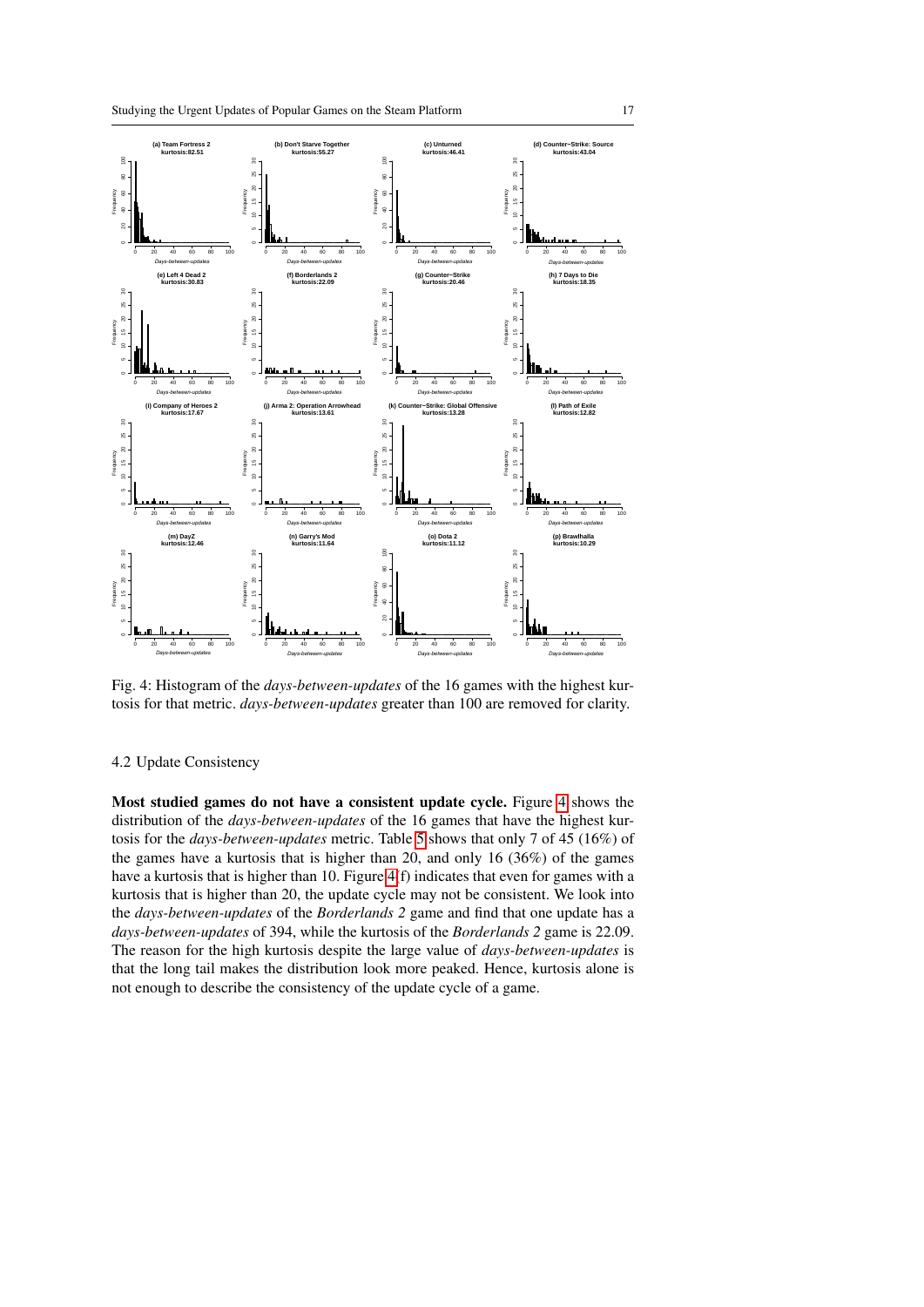Fig. 4: Histogram of the *days-between-updates* of the 16 games with the highest kurtosis for that metric. *days-between-updates* greater than 100 are removed for clarity.

### 4.2 Update Consistency

**Most studied games do not have a consistent update cycle.** Figure 4 shows the distribution of the *days-between-updates* of the 16 games that have the highest kurtosis for the *days-between-updates* metric. Table 5 shows that only 7 of 45 (16%) of the games have a kurtosis that is higher than 20, and only 16 (36%) of the games have a kurtosis that is higher than 10. Figure 4(f) indicates that even for games with a kurtosis that is higher than 20, the update cycle may not be consistent. We look into the *days-between-updates* of the *Borderlands 2* game and find that one update has a *days-between-updates* of 394, while the kurtosis of the *Borderlands 2* game is 22.09. The reason for the high kurtosis despite the large value of *days-between-updates* is that the long tail makes the distribution look more peaked. Hence, kurtosis alone is not enough to describe the consistency of the update cycle of a game.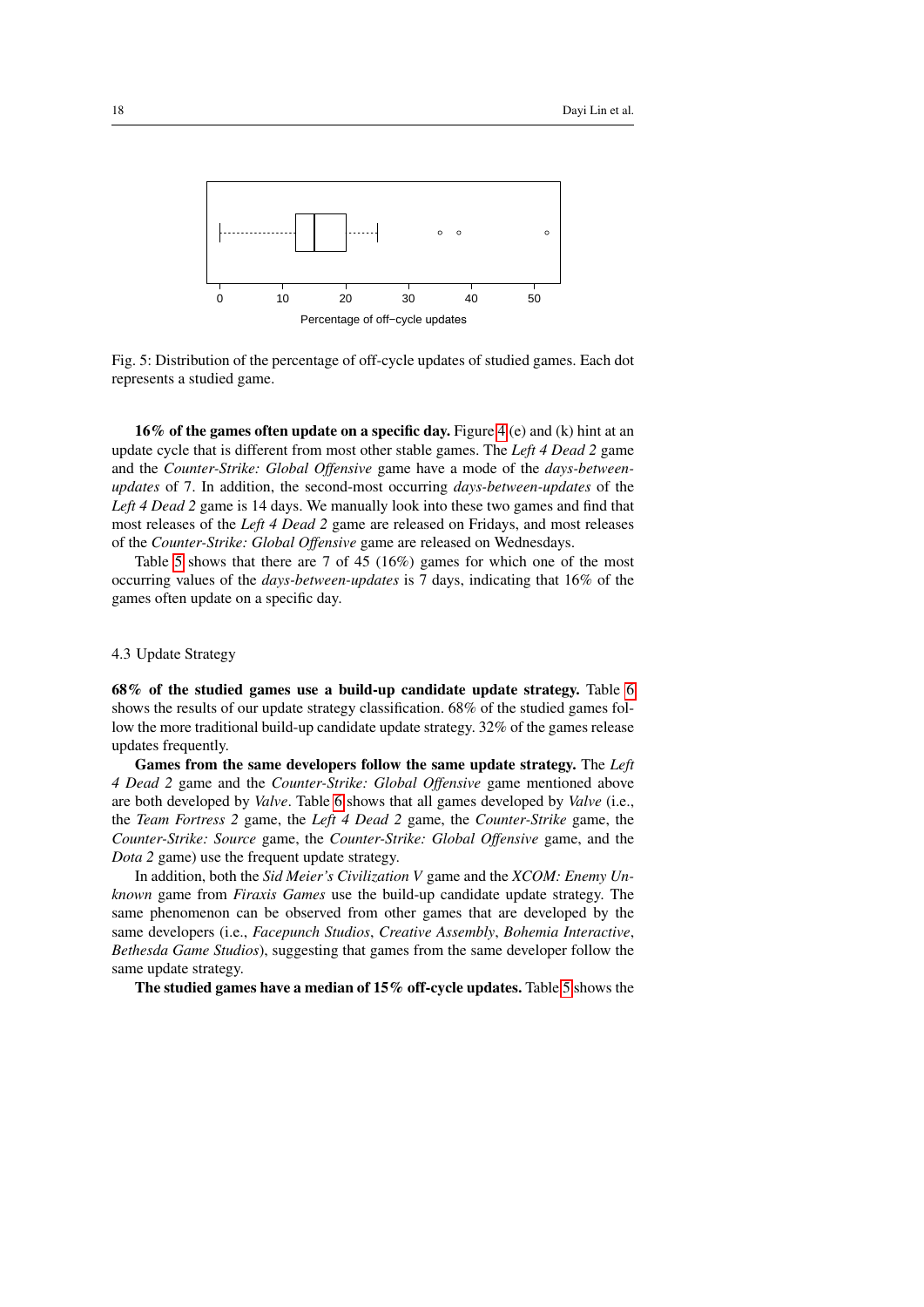Fig. 5: Distribution of the percentage of off-cycle updates of studied games. Each dot represents a studied game.

**16% of the games often update on a specific day.** Figure 4 (e) and (k) hint at an update cycle that is different from most other stable games. The *Left 4 Dead 2* game and the *Counter-Strike: Global Offensive* game have a mode of the *days-between-updates* of 7. In addition, the second-most occurring *days-between-updates* of the *Left 4 Dead 2* game is 14 days. We manually look into these two games and find that most releases of the *Left 4 Dead 2* game are released on Fridays, and most releases of the *Counter-Strike: Global Offensive* game are released on Wednesdays.

Table 5 shows that there are 7 of 45 (16%) games for which one of the most occurring values of the *days-between-updates* is 7 days, indicating that 16% of the games often update on a specific day.

## 4.3 Update Strategy

**68% of the studied games use a build-up candidate update strategy.** Table 6 shows the results of our update strategy classification. 68% of the studied games follow the more traditional build-up candidate update strategy. 32% of the games release updates frequently.

**Games from the same developers follow the same update strategy.** The *Left 4 Dead 2* game and the *Counter-Strike: Global Offensive* game mentioned above are both developed by *Valve*. Table 6 shows that all games developed by *Valve* (i.e., the *Team Fortress 2* game, the *Left 4 Dead 2* game, the *Counter-Strike* game, the *Counter-Strike: Source* game, the *Counter-Strike: Global Offensive* game, and the *Dota 2* game) use the frequent update strategy.

In addition, both the *Sid Meier's Civilization V* game and the *XCOM: Enemy Unknown* game from *Firaxis Games* use the build-up candidate update strategy. The same phenomenon can be observed from other games that are developed by the same developers (i.e., *Facepunch Studios*, *Creative Assembly*, *Bohemia Interactive*, *Bethesda Game Studios*), suggesting that games from the same developer follow the same update strategy.

**The studied games have a median of 15% off-cycle updates.** Table 5 shows the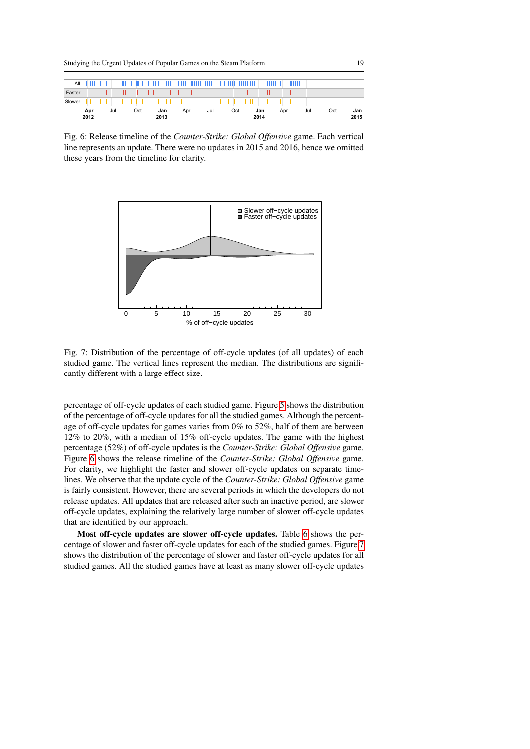Fig. 6: Release timeline of the *Counter-Strike: Global Offensive* game. Each vertical line represents an update. There were no updates in 2015 and 2016, hence we omitted these years from the timeline for clarity.

Fig. 7: Distribution of the percentage of off-cycle updates (of all updates) of each studied game. The vertical lines represent the median. The distributions are significantly different with a large effect size.

percentage of off-cycle updates of each studied game. Figure 5 shows the distribution of the percentage of off-cycle updates for all the studied games. Although the percentage of off-cycle updates for games varies from 0% to 52%, half of them are between 12% to 20%, with a median of 15% off-cycle updates. The game with the highest percentage (52%) of off-cycle updates is the *Counter-Strike: Global Offensive* game. Figure 6 shows the release timeline of the *Counter-Strike: Global Offensive* game. For clarity, we highlight the faster and slower off-cycle updates on separate timelines. We observe that the update cycle of the *Counter-Strike: Global Offensive* game is fairly consistent. However, there are several periods in which the developers do not release updates. All updates that are released after such an inactive period, are slower off-cycle updates, explaining the relatively large number of slower off-cycle updates that are identified by our approach.

**Most off-cycle updates are slower off-cycle updates.** Table 6 shows the percentage of slower and faster off-cycle updates for each of the studied games. Figure 7 shows the distribution of the percentage of slower and faster off-cycle updates for all studied games. All the studied games have at least as many slower off-cycle updates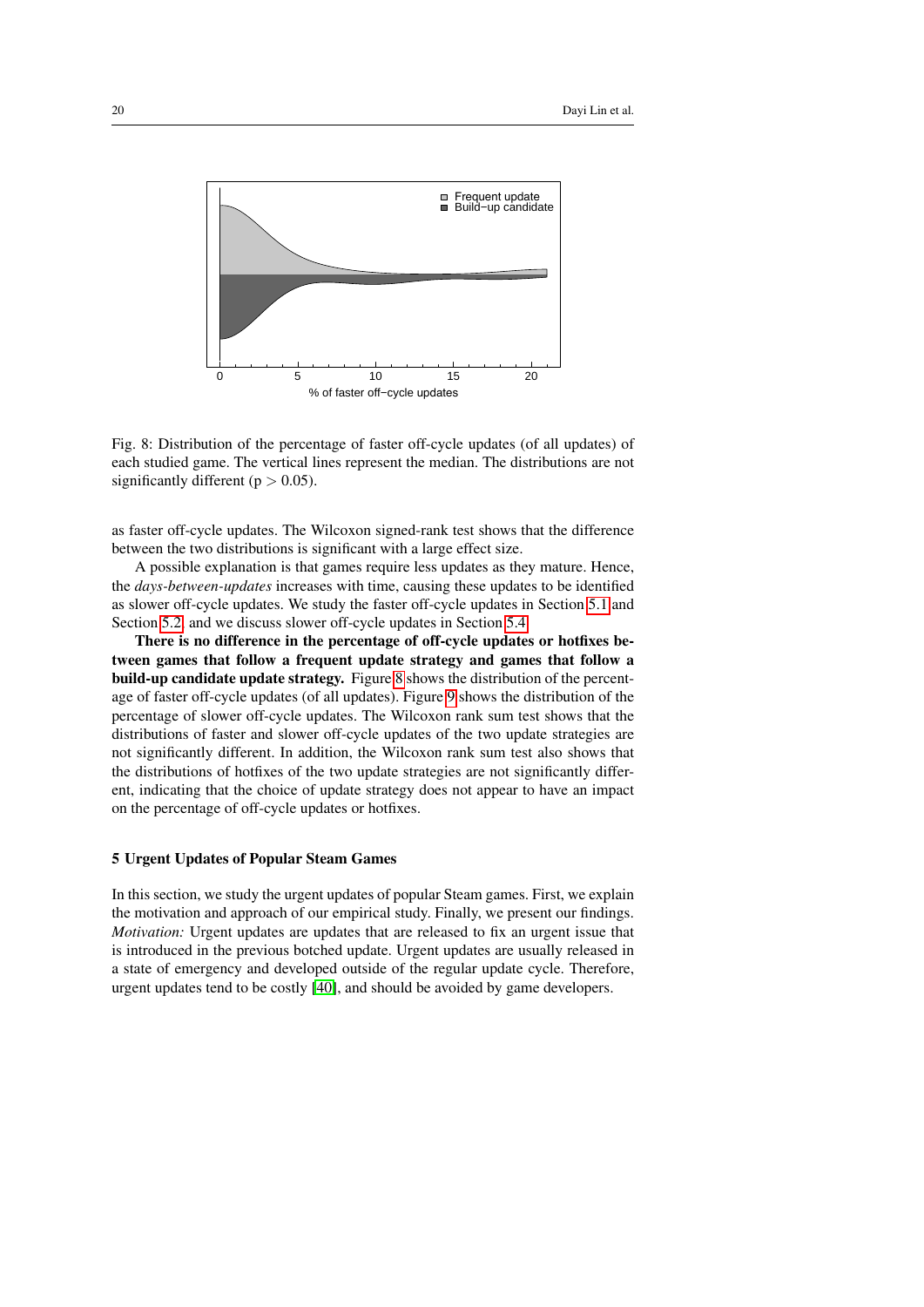Fig. 8: Distribution of the percentage of faster off-cycle updates (of all updates) of each studied game. The vertical lines represent the median. The distributions are not significantly different ($p > 0.05$).

as faster off-cycle updates. The Wilcoxon signed-rank test shows that the difference between the two distributions is significant with a large effect size.

A possible explanation is that games require less updates as they mature. Hence, the *days-between-updates* increases with time, causing these updates to be identified as slower off-cycle updates. We study the faster off-cycle updates in Section 5.1 and Section 5.2, and we discuss slower off-cycle updates in Section 5.4.

**There is no difference in the percentage of off-cycle updates or hotfixes between games that follow a frequent update strategy and games that follow a build-up candidate update strategy.** Figure 8 shows the distribution of the percentage of faster off-cycle updates (of all updates). Figure 9 shows the distribution of the percentage of slower off-cycle updates. The Wilcoxon rank sum test shows that the distributions of faster and slower off-cycle updates of the two update strategies are not significantly different. In addition, the Wilcoxon rank sum test also shows that the distributions of hotfixes of the two update strategies are not significantly different, indicating that the choice of update strategy does not appear to have an impact on the percentage of off-cycle updates or hotfixes.

## 5 Urgent Updates of Popular Steam Games

In this section, we study the urgent updates of popular Steam games. First, we explain the motivation and approach of our empirical study. Finally, we present our findings.

*Motivation:* Urgent updates are updates that are released to fix an urgent issue that is introduced in the previous botched update. Urgent updates are usually released in a state of emergency and developed outside of the regular update cycle. Therefore, urgent updates tend to be costly [40], and should be avoided by game developers.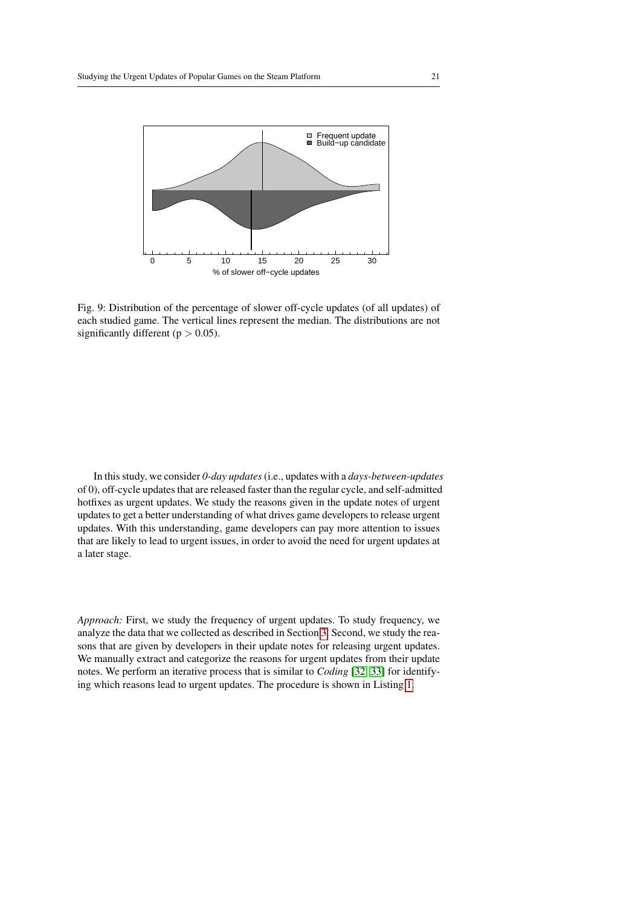Fig. 9: Distribution of the percentage of slower off-cycle updates (of all updates) of each studied game. The vertical lines represent the median. The distributions are not significantly different ($p > 0.05$).

In this study, we consider *0-day updates* (i.e., updates with a *days-between-updates* of 0), off-cycle updates that are released faster than the regular cycle, and self-admitted hotfixes as urgent updates. We study the reasons given in the update notes of urgent updates to get a better understanding of what drives game developers to release urgent updates. With this understanding, game developers can pay more attention to issues that are likely to lead to urgent issues, in order to avoid the need for urgent updates at a later stage.

*Approach:* First, we study the frequency of urgent updates. To study frequency, we analyze the data that we collected as described in Section 3. Second, we study the reasons that are given by developers in their update notes for releasing urgent updates. We manually extract and categorize the reasons for urgent updates from their update notes. We perform an iterative process that is similar to *Coding* [32, 33] for identifying which reasons lead to urgent updates. The procedure is shown in Listing 1.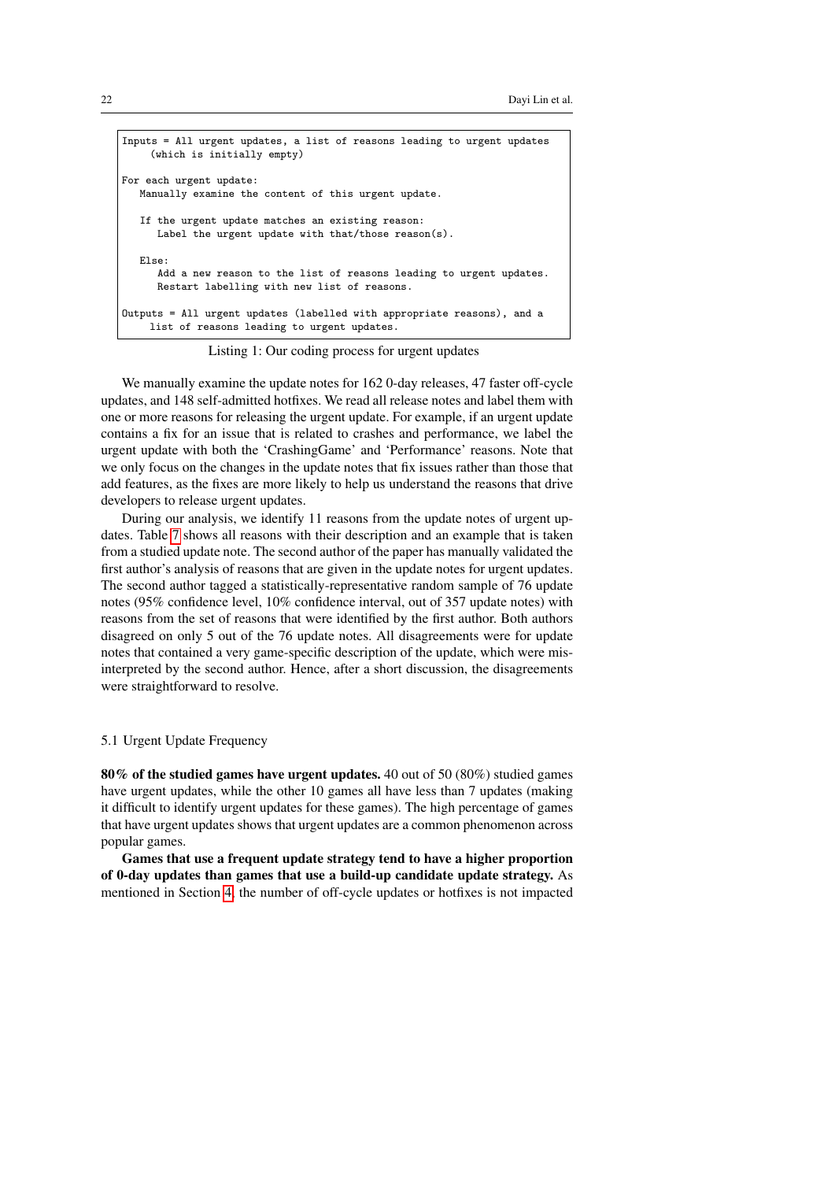```
Inputs = All urgent updates, a list of reasons leading to urgent updates
     (which is initially empty)

For each urgent update:
   Manually examine the content of this urgent update.

   If the urgent update matches an existing reason:
      Label the urgent update with that/those reason(s).

   Else:
      Add a new reason to the list of reasons leading to urgent updates.
      Restart labelling with new list of reasons.

Outputs = All urgent updates (labelled with appropriate reasons), and a
     list of reasons leading to urgent updates.
```

Listing 1: Our coding process for urgent updates

We manually examine the update notes for 162 0-day releases, 47 faster off-cycle updates, and 148 self-admitted hotfixes. We read all release notes and label them with one or more reasons for releasing the urgent update. For example, if an urgent update contains a fix for an issue that is related to crashes and performance, we label the urgent update with both the 'CrashingGame' and 'Performance' reasons. Note that we only focus on the changes in the update notes that fix issues rather than those that add features, as the fixes are more likely to help us understand the reasons that drive developers to release urgent updates.

During our analysis, we identify 11 reasons from the update notes of urgent updates. Table 7 shows all reasons with their description and an example that is taken from a studied update note. The second author of the paper has manually validated the first author's analysis of reasons that are given in the update notes for urgent updates. The second author tagged a statistically-representative random sample of 76 update notes (95% confidence level, 10% confidence interval, out of 357 update notes) with reasons from the set of reasons that were identified by the first author. Both authors disagreed on only 5 out of the 76 update notes. All disagreements were for update notes that contained a very game-specific description of the update, which were misinterpreted by the second author. Hence, after a short discussion, the disagreements were straightforward to resolve.

### 5.1 Urgent Update Frequency

**80% of the studied games have urgent updates.** 40 out of 50 (80%) studied games have urgent updates, while the other 10 games all have less than 7 updates (making it difficult to identify urgent updates for these games). The high percentage of games that have urgent updates shows that urgent updates are a common phenomenon across popular games.

**Games that use a frequent update strategy tend to have a higher proportion of 0-day updates than games that use a build-up candidate update strategy.** As mentioned in Section 4, the number of off-cycle updates or hotfixes is not impacted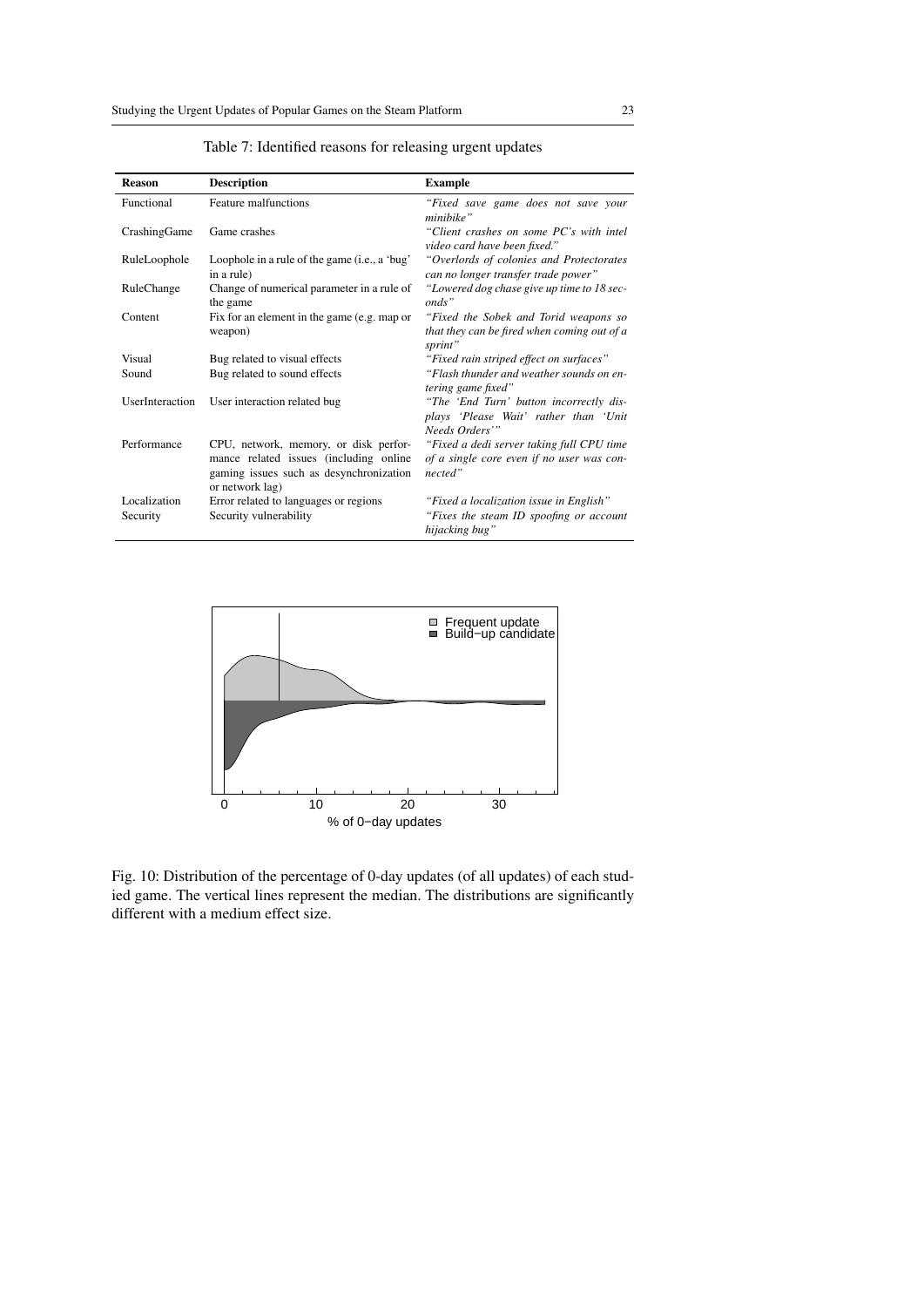Table 7: Identified reasons for releasing urgent updates

| Reason | Description | Example |
|---|---|---|
| Functional | Feature malfunctions | *"Fixed save game does not save your minibike"* |
| CrashingGame | Game crashes | *"Client crashes on some PC's with intel video card have been fixed."* |
| RuleLoophole | Loophole in a rule of the game (i.e., a 'bug' in a rule) | *"Overlords of colonies and Protectorates can no longer transfer trade power"* |
| RuleChange | Change of numerical parameter in a rule of the game | *"Lowered dog chase give up time to 18 seconds"* |
| Content | Fix for an element in the game (e.g. map or weapon) | *"Fixed the Sobek and Torid weapons so that they can be fired when coming out of a sprint"* |
| Visual | Bug related to visual effects | *"Fixed rain striped effect on surfaces"* |
| Sound | Bug related to sound effects | *"Flash thunder and weather sounds on entering game fixed"* |
| UserInteraction | User interaction related bug | *"The 'End Turn' button incorrectly displays 'Please Wait' rather than 'Unit Needs Orders'"* |
| Performance | CPU, network, memory, or disk performance related issues (including online gaming issues such as desynchronization or network lag) | *"Fixed a dedi server taking full CPU time of a single core even if no user was connected"* |
| Localization | Error related to languages or regions | *"Fixed a localization issue in English"* |
| Security | Security vulnerability | *"Fixes the steam ID spoofing or account hijacking bug"* |

Fig. 10: Distribution of the percentage of 0-day updates (of all updates) of each studied game. The vertical lines represent the median. The distributions are significantly different with a medium effect size.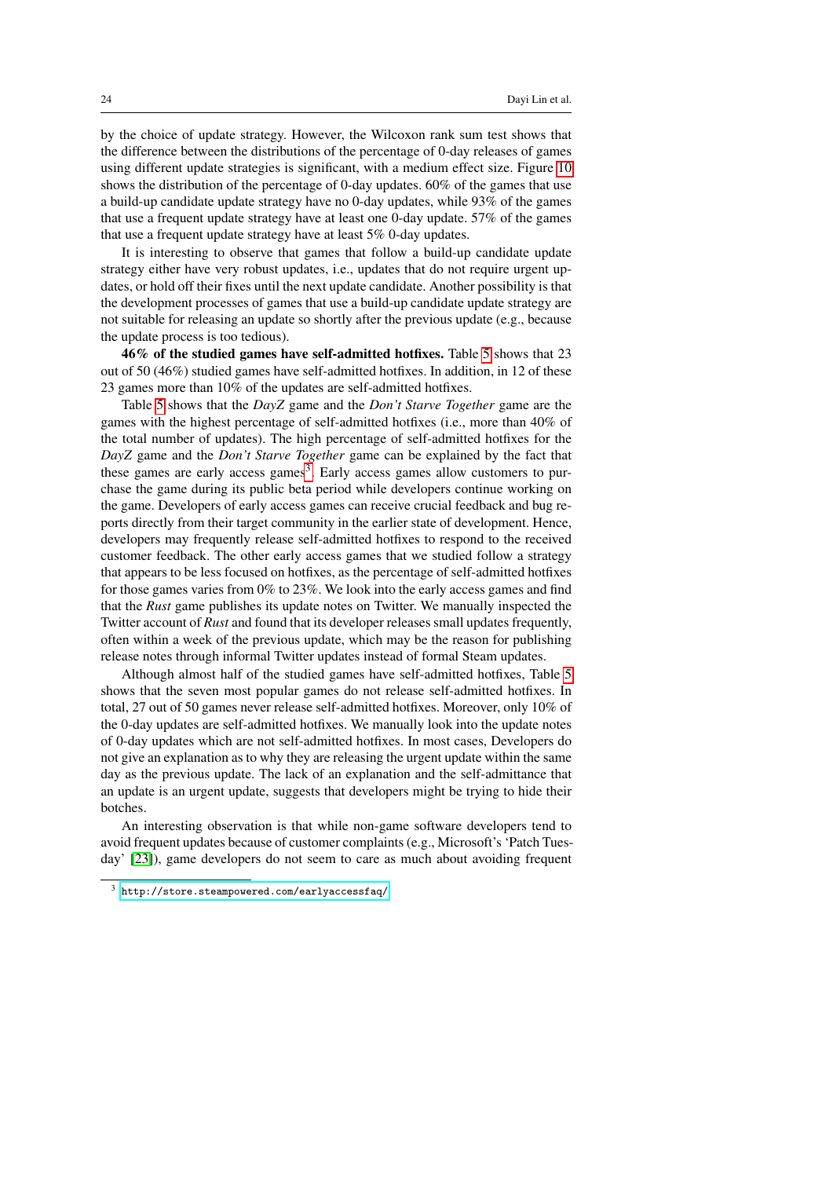by the choice of update strategy. However, the Wilcoxon rank sum test shows that the difference between the distributions of the percentage of 0-day releases of games using different update strategies is significant, with a medium effect size. Figure 10 shows the distribution of the percentage of 0-day updates. 60% of the games that use a build-up candidate update strategy have no 0-day updates, while 93% of the games that use a frequent update strategy have at least one 0-day update. 57% of the games that use a frequent update strategy have at least 5% 0-day updates.

It is interesting to observe that games that follow a build-up candidate update strategy either have very robust updates, i.e., updates that do not require urgent updates, or hold off their fixes until the next update candidate. Another possibility is that the development processes of games that use a build-up candidate update strategy are not suitable for releasing an update so shortly after the previous update (e.g., because the update process is too tedious).

**46% of the studied games have self-admitted hotfixes.** Table 5 shows that 23 out of 50 (46%) studied games have self-admitted hotfixes. In addition, in 12 of these 23 games more than 10% of the updates are self-admitted hotfixes.

Table 5 shows that the *DayZ* game and the *Don't Starve Together* game are the games with the highest percentage of self-admitted hotfixes (i.e., more than 40% of the total number of updates). The high percentage of self-admitted hotfixes for the *DayZ* game and the *Don't Starve Together* game can be explained by the fact that these games are early access games[3]. Early access games allow customers to purchase the game during its public beta period while developers continue working on the game. Developers of early access games can receive crucial feedback and bug reports directly from their target community in the earlier state of development. Hence, developers may frequently release self-admitted hotfixes to respond to the received customer feedback. The other early access games that we studied follow a strategy that appears to be less focused on hotfixes, as the percentage of self-admitted hotfixes for those games varies from 0% to 23%. We look into the early access games and find that the *Rust* game publishes its update notes on Twitter. We manually inspected the Twitter account of *Rust* and found that its developer releases small updates frequently, often within a week of the previous update, which may be the reason for publishing release notes through informal Twitter updates instead of formal Steam updates.

Although almost half of the studied games have self-admitted hotfixes, Table 5 shows that the seven most popular games do not release self-admitted hotfixes. In total, 27 out of 50 games never release self-admitted hotfixes. Moreover, only 10% of the 0-day updates are self-admitted hotfixes. We manually look into the update notes of 0-day updates which are not self-admitted hotfixes. In most cases, Developers do not give an explanation as to why they are releasing the urgent update within the same day as the previous update. The lack of an explanation and the self-admittance that an update is an urgent update, suggests that developers might be trying to hide their botches.

An interesting observation is that while non-game software developers tend to avoid frequent updates because of customer complaints (e.g., Microsoft's 'Patch Tuesday' [23]), game developers do not seem to care as much about avoiding frequent

[3] http://store.steampowered.com/earlyaccessfaq/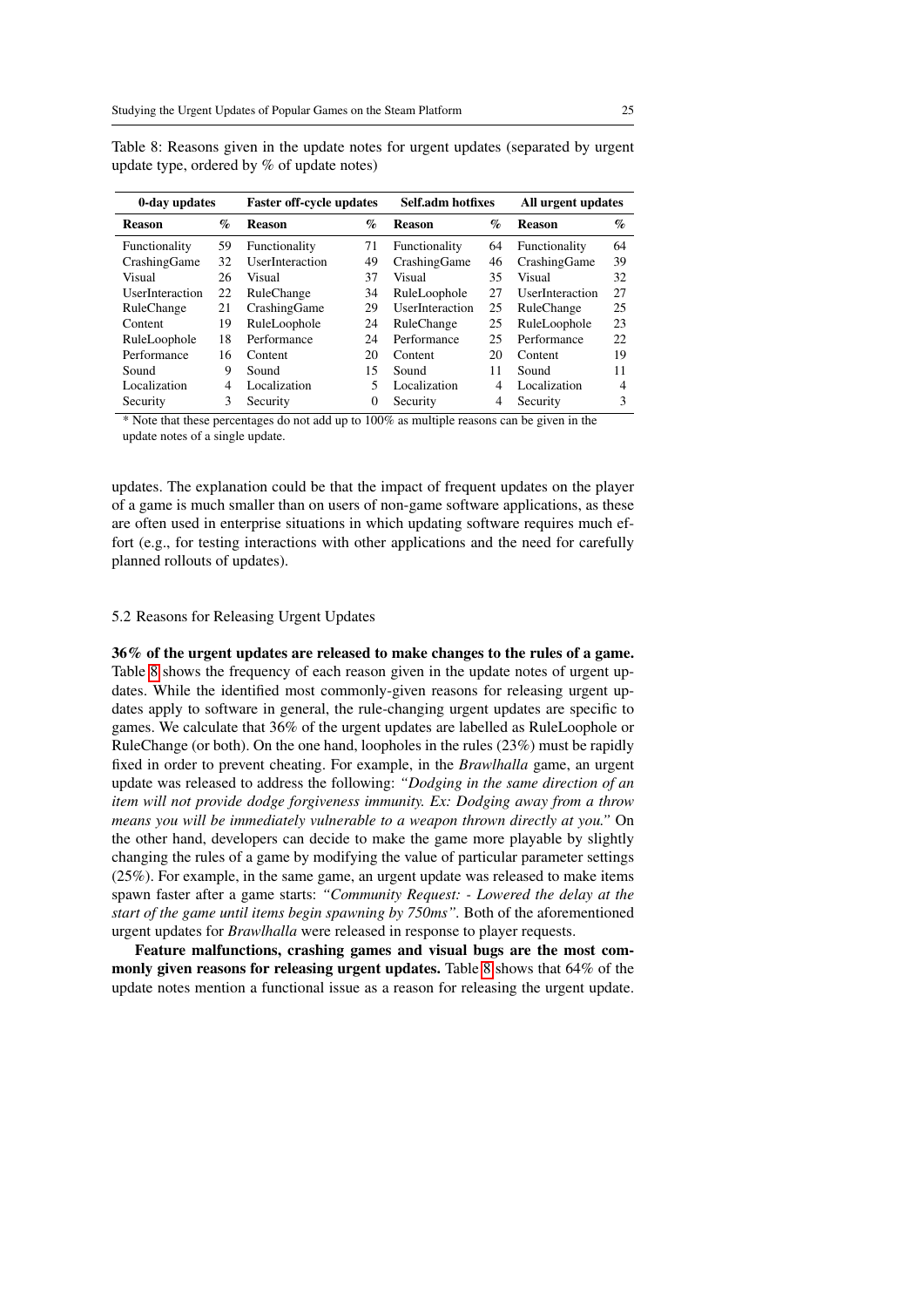Table 8: Reasons given in the update notes for urgent updates (separated by urgent update type, ordered by % of update notes)

| 0-day updates | | Faster off-cycle updates | | Self.adm hotfixes | | All urgent updates | |
|---|---|---|---|---|---|---|---|
| **Reason** | **%** | **Reason** | **%** | **Reason** | **%** | **Reason** | **%** |
| Functionality | 59 | Functionality | 71 | Functionality | 64 | Functionality | 64 |
| CrashingGame | 32 | UserInteraction | 49 | CrashingGame | 46 | CrashingGame | 39 |
| Visual | 26 | Visual | 37 | Visual | 35 | Visual | 32 |
| UserInteraction | 22 | RuleChange | 34 | RuleLoophole | 27 | UserInteraction | 27 |
| RuleChange | 21 | CrashingGame | 29 | UserInteraction | 25 | RuleChange | 25 |
| Content | 19 | RuleLoophole | 24 | RuleChange | 25 | RuleLoophole | 23 |
| RuleLoophole | 18 | Performance | 24 | Performance | 25 | Performance | 22 |
| Performance | 16 | Content | 20 | Content | 20 | Content | 19 |
| Sound | 9 | Sound | 15 | Sound | 11 | Sound | 11 |
| Localization | 4 | Localization | 5 | Localization | 4 | Localization | 4 |
| Security | 3 | Security | 0 | Security | 4 | Security | 3 |

* Note that these percentages do not add up to 100% as multiple reasons can be given in the update notes of a single update.

updates. The explanation could be that the impact of frequent updates on the player of a game is much smaller than on users of non-game software applications, as these are often used in enterprise situations in which updating software requires much effort (e.g., for testing interactions with other applications and the need for carefully planned rollouts of updates).

### 5.2 Reasons for Releasing Urgent Updates

**36% of the urgent updates are released to make changes to the rules of a game.** Table 8 shows the frequency of each reason given in the update notes of urgent updates. While the identified most commonly-given reasons for releasing urgent updates apply to software in general, the rule-changing urgent updates are specific to games. We calculate that 36% of the urgent updates are labelled as RuleLoophole or RuleChange (or both). On the one hand, loopholes in the rules (23%) must be rapidly fixed in order to prevent cheating. For example, in the *Brawlhalla* game, an urgent update was released to address the following: *"Dodging in the same direction of an item will not provide dodge forgiveness immunity. Ex: Dodging away from a throw means you will be immediately vulnerable to a weapon thrown directly at you."* On the other hand, developers can decide to make the game more playable by slightly changing the rules of a game by modifying the value of particular parameter settings (25%). For example, in the same game, an urgent update was released to make items spawn faster after a game starts: *"Community Request: - Lowered the delay at the start of the game until items begin spawning by 750ms".* Both of the aforementioned urgent updates for *Brawlhalla* were released in response to player requests.

**Feature malfunctions, crashing games and visual bugs are the most commonly given reasons for releasing urgent updates.** Table 8 shows that 64% of the update notes mention a functional issue as a reason for releasing the urgent update.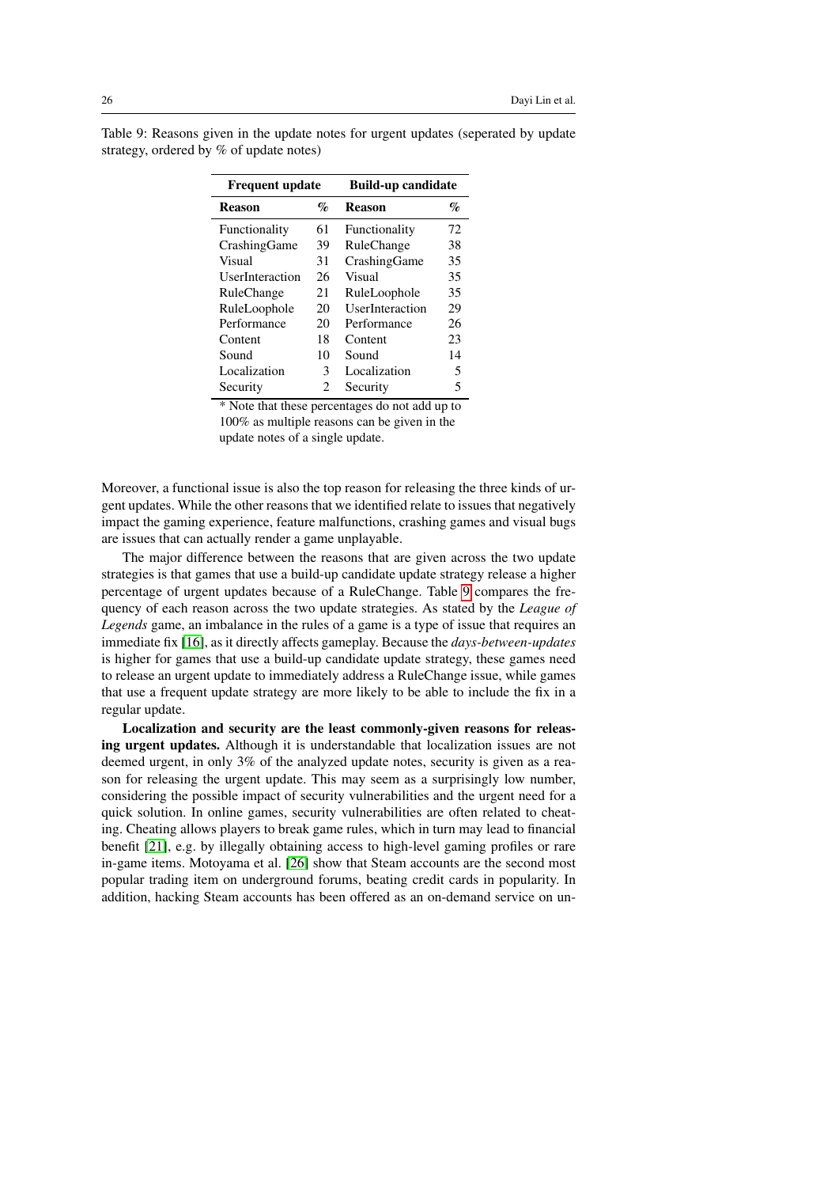Table 9: Reasons given in the update notes for urgent updates (seperated by update strategy, ordered by % of update notes)

| Frequent update | | Build-up candidate | |
|---|---|---|---|
| **Reason** | **%** | **Reason** | **%** |
| Functionality | 61 | Functionality | 72 |
| CrashingGame | 39 | RuleChange | 38 |
| Visual | 31 | CrashingGame | 35 |
| UserInteraction | 26 | Visual | 35 |
| RuleChange | 21 | RuleLoophole | 35 |
| RuleLoophole | 20 | UserInteraction | 29 |
| Performance | 20 | Performance | 26 |
| Content | 18 | Content | 23 |
| Sound | 10 | Sound | 14 |
| Localization | 3 | Localization | 5 |
| Security | 2 | Security | 5 |

* Note that these percentages do not add up to 100% as multiple reasons can be given in the update notes of a single update.

Moreover, a functional issue is also the top reason for releasing the three kinds of urgent updates. While the other reasons that we identified relate to issues that negatively impact the gaming experience, feature malfunctions, crashing games and visual bugs are issues that can actually render a game unplayable.

The major difference between the reasons that are given across the two update strategies is that games that use a build-up candidate update strategy release a higher percentage of urgent updates because of a RuleChange. Table 9 compares the frequency of each reason across the two update strategies. As stated by the *League of Legends* game, an imbalance in the rules of a game is a type of issue that requires an immediate fix [16], as it directly affects gameplay. Because the *days-between-updates* is higher for games that use a build-up candidate update strategy, these games need to release an urgent update to immediately address a RuleChange issue, while games that use a frequent update strategy are more likely to be able to include the fix in a regular update.

**Localization and security are the least commonly-given reasons for releasing urgent updates.** Although it is understandable that localization issues are not deemed urgent, in only 3% of the analyzed update notes, security is given as a reason for releasing the urgent update. This may seem as a surprisingly low number, considering the possible impact of security vulnerabilities and the urgent need for a quick solution. In online games, security vulnerabilities are often related to cheating. Cheating allows players to break game rules, which in turn may lead to financial benefit [21], e.g. by illegally obtaining access to high-level gaming profiles or rare in-game items. Motoyama et al. [26] show that Steam accounts are the second most popular trading item on underground forums, beating credit cards in popularity. In addition, hacking Steam accounts has been offered as an on-demand service on un-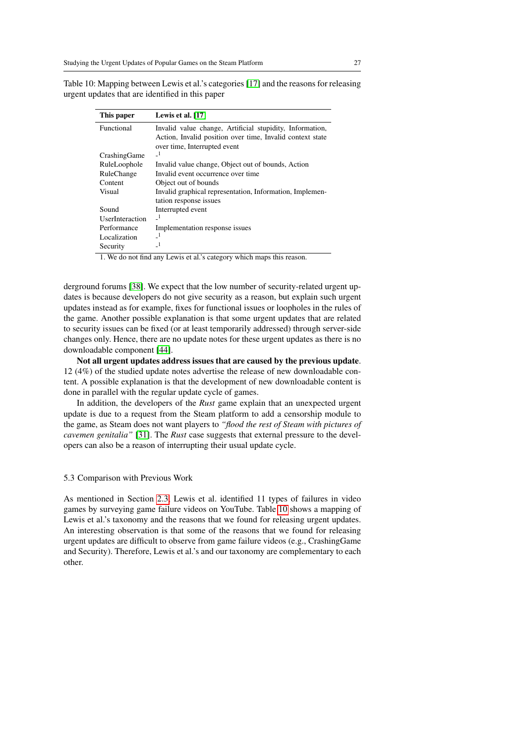Table 10: Mapping between Lewis et al.'s categories [17] and the reasons for releasing urgent updates that are identified in this paper

| This paper | Lewis et al. [17] |
|---|---|
| Functional | Invalid value change, Artificial stupidity, Information, Action, Invalid position over time, Invalid context state over time, Interrupted event |
| CrashingGame | -[1] |
| RuleLoophole | Invalid value change, Object out of bounds, Action |
| RuleChange | Invalid event occurrence over time |
| Content | Object out of bounds |
| Visual | Invalid graphical representation, Information, Implementation response issues |
| Sound | Interrupted event |
| UserInteraction | -[1] |
| Performance | Implementation response issues |
| Localization | -[1] |
| Security | -[1] |

1. We do not find any Lewis et al.'s category which maps this reason.

derground forums [38]. We expect that the low number of security-related urgent updates is because developers do not give security as a reason, but explain such urgent updates instead as for example, fixes for functional issues or loopholes in the rules of the game. Another possible explanation is that some urgent updates that are related to security issues can be fixed (or at least temporarily addressed) through server-side changes only. Hence, there are no update notes for these urgent updates as there is no downloadable component [44].

**Not all urgent updates address issues that are caused by the previous update**. 12 (4%) of the studied update notes advertise the release of new downloadable content. A possible explanation is that the development of new downloadable content is done in parallel with the regular update cycle of games.

In addition, the developers of the *Rust* game explain that an unexpected urgent update is due to a request from the Steam platform to add a censorship module to the game, as Steam does not want players to *"flood the rest of Steam with pictures of cavemen genitalia"* [31]. The *Rust* case suggests that external pressure to the developers can also be a reason of interrupting their usual update cycle.

### 5.3 Comparison with Previous Work

As mentioned in Section 2.3, Lewis et al. identified 11 types of failures in video games by surveying game failure videos on YouTube. Table 10 shows a mapping of Lewis et al.'s taxonomy and the reasons that we found for releasing urgent updates. An interesting observation is that some of the reasons that we found for releasing urgent updates are difficult to observe from game failure videos (e.g., CrashingGame and Security). Therefore, Lewis et al.'s and our taxonomy are complementary to each other.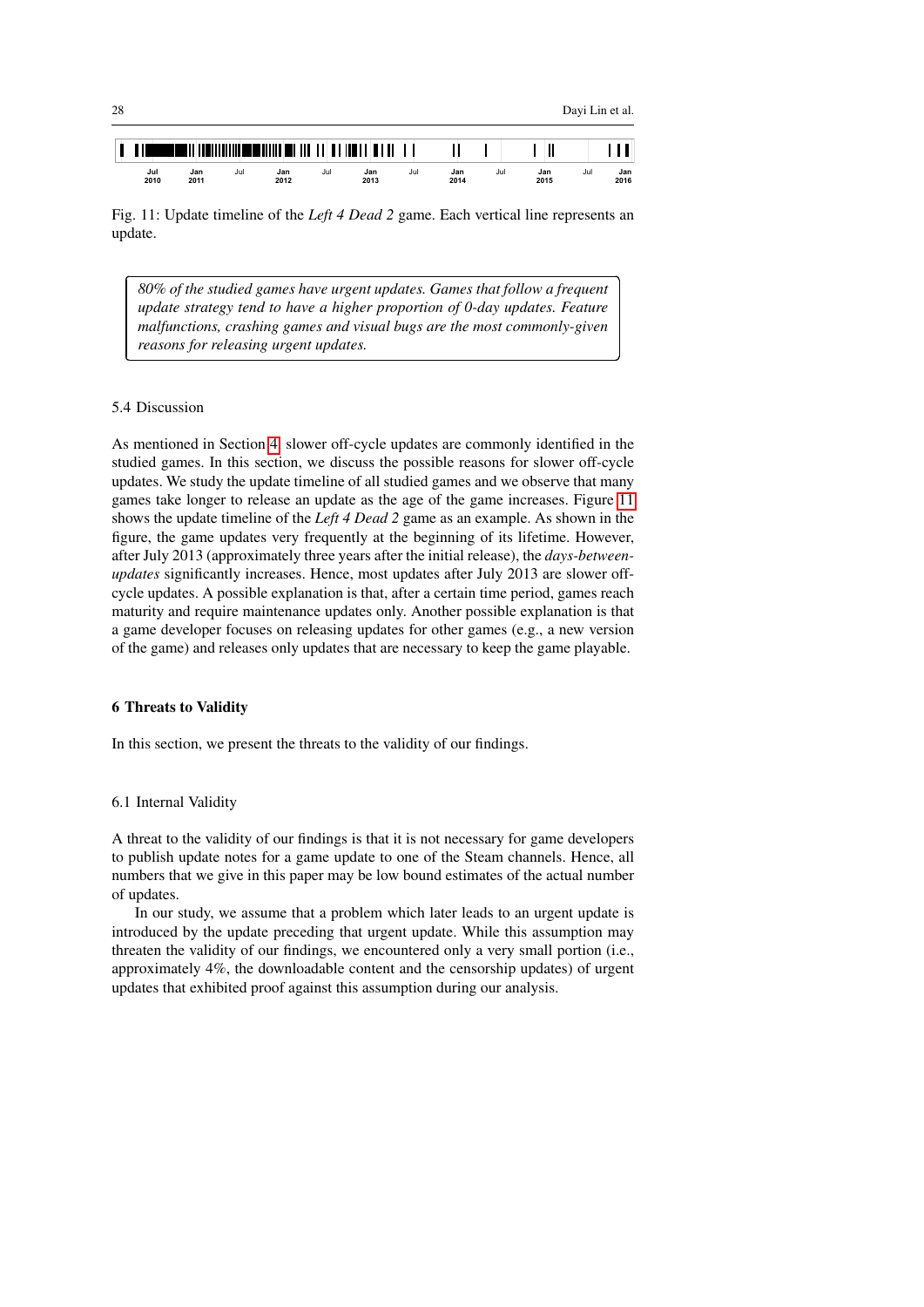Fig. 11: Update timeline of the *Left 4 Dead 2* game. Each vertical line represents an update.

> *80% of the studied games have urgent updates. Games that follow a frequent update strategy tend to have a higher proportion of 0-day updates. Feature malfunctions, crashing games and visual bugs are the most commonly-given reasons for releasing urgent updates.*

### 5.4 Discussion

As mentioned in Section 4, slower off-cycle updates are commonly identified in the studied games. In this section, we discuss the possible reasons for slower off-cycle updates. We study the update timeline of all studied games and we observe that many games take longer to release an update as the age of the game increases. Figure 11 shows the update timeline of the *Left 4 Dead 2* game as an example. As shown in the figure, the game updates very frequently at the beginning of its lifetime. However, after July 2013 (approximately three years after the initial release), the *days-between-updates* significantly increases. Hence, most updates after July 2013 are slower off-cycle updates. A possible explanation is that, after a certain time period, games reach maturity and require maintenance updates only. Another possible explanation is that a game developer focuses on releasing updates for other games (e.g., a new version of the game) and releases only updates that are necessary to keep the game playable.

## 6 Threats to Validity

In this section, we present the threats to the validity of our findings.

### 6.1 Internal Validity

A threat to the validity of our findings is that it is not necessary for game developers to publish update notes for a game update to one of the Steam channels. Hence, all numbers that we give in this paper may be low bound estimates of the actual number of updates.

In our study, we assume that a problem which later leads to an urgent update is introduced by the update preceding that urgent update. While this assumption may threaten the validity of our findings, we encountered only a very small portion (i.e., approximately 4%, the downloadable content and the censorship updates) of urgent updates that exhibited proof against this assumption during our analysis.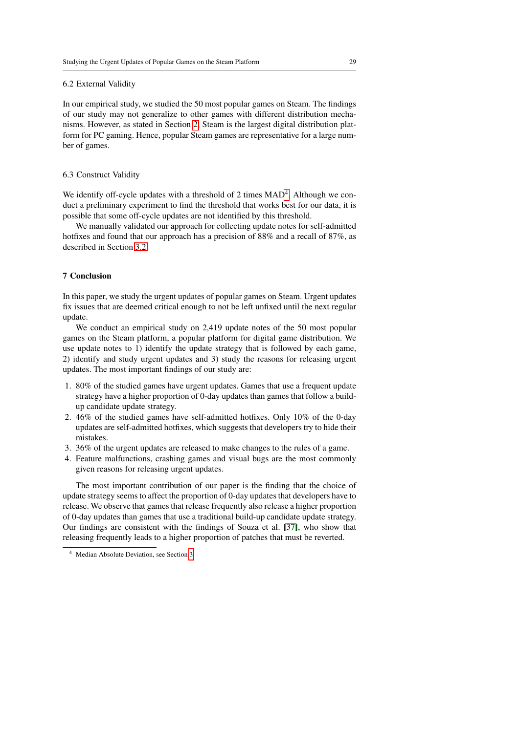### 6.2 External Validity

In our empirical study, we studied the 50 most popular games on Steam. The findings of our study may not generalize to other games with different distribution mechanisms. However, as stated in Section 2, Steam is the largest digital distribution platform for PC gaming. Hence, popular Steam games are representative for a large number of games.

### 6.3 Construct Validity

We identify off-cycle updates with a threshold of 2 times MAD[4]. Although we conduct a preliminary experiment to find the threshold that works best for our data, it is possible that some off-cycle updates are not identified by this threshold.

We manually validated our approach for collecting update notes for self-admitted hotfixes and found that our approach has a precision of 88% and a recall of 87%, as described in Section 3.2.

## 7 Conclusion

In this paper, we study the urgent updates of popular games on Steam. Urgent updates fix issues that are deemed critical enough to not be left unfixed until the next regular update.

We conduct an empirical study on 2,419 update notes of the 50 most popular games on the Steam platform, a popular platform for digital game distribution. We use update notes to 1) identify the update strategy that is followed by each game, 2) identify and study urgent updates and 3) study the reasons for releasing urgent updates. The most important findings of our study are:

1. 80% of the studied games have urgent updates. Games that use a frequent update strategy have a higher proportion of 0-day updates than games that follow a build-up candidate update strategy.
2. 46% of the studied games have self-admitted hotfixes. Only 10% of the 0-day updates are self-admitted hotfixes, which suggests that developers try to hide their mistakes.
3. 36% of the urgent updates are released to make changes to the rules of a game.
4. Feature malfunctions, crashing games and visual bugs are the most commonly given reasons for releasing urgent updates.

The most important contribution of our paper is the finding that the choice of update strategy seems to affect the proportion of 0-day updates that developers have to release. We observe that games that release frequently also release a higher proportion of 0-day updates than games that use a traditional build-up candidate update strategy. Our findings are consistent with the findings of Souza et al. [37], who show that releasing frequently leads to a higher proportion of patches that must be reverted.

[4] Median Absolute Deviation, see Section 3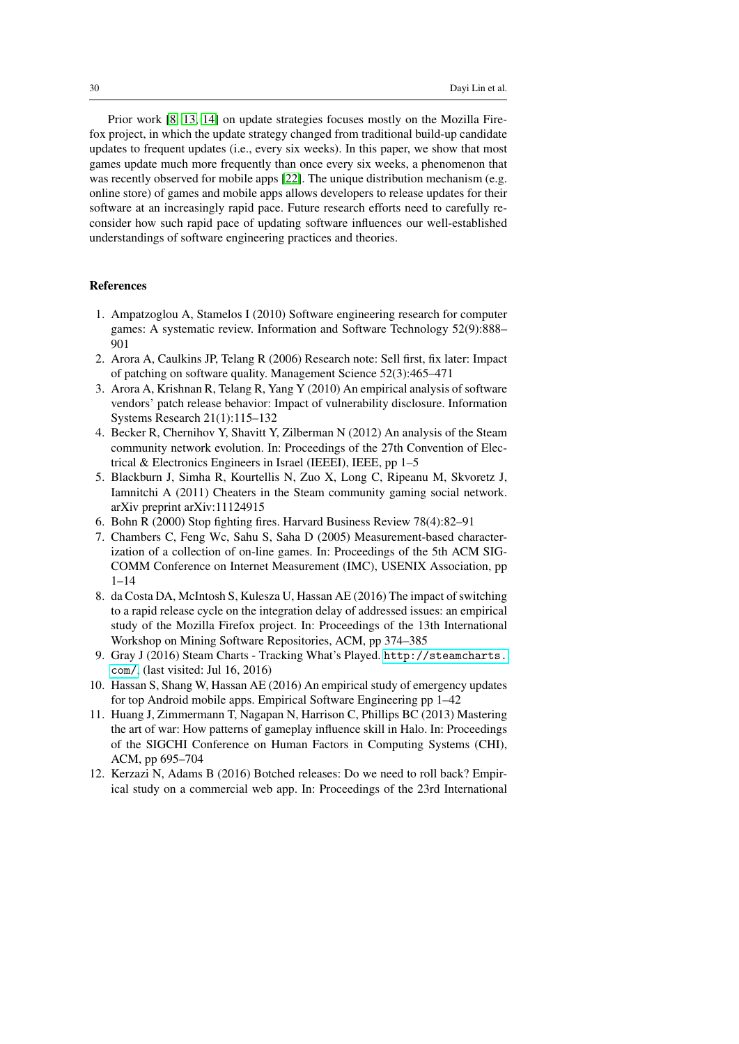Prior work [8, 13, 14] on update strategies focuses mostly on the Mozilla Firefox project, in which the update strategy changed from traditional build-up candidate updates to frequent updates (i.e., every six weeks). In this paper, we show that most games update much more frequently than once every six weeks, a phenomenon that was recently observed for mobile apps [22]. The unique distribution mechanism (e.g. online store) of games and mobile apps allows developers to release updates for their software at an increasingly rapid pace. Future research efforts need to carefully reconsider how such rapid pace of updating software influences our well-established understandings of software engineering practices and theories.

## References

1. Ampatzoglou A, Stamelos I (2010) Software engineering research for computer games: A systematic review. Information and Software Technology 52(9):888–901
2. Arora A, Caulkins JP, Telang R (2006) Research note: Sell first, fix later: Impact of patching on software quality. Management Science 52(3):465–471
3. Arora A, Krishnan R, Telang R, Yang Y (2010) An empirical analysis of software vendors' patch release behavior: Impact of vulnerability disclosure. Information Systems Research 21(1):115–132
4. Becker R, Chernihov Y, Shavitt Y, Zilberman N (2012) An analysis of the Steam community network evolution. In: Proceedings of the 27th Convention of Electrical & Electronics Engineers in Israel (IEEEI), IEEE, pp 1–5
5. Blackburn J, Simha R, Kourtellis N, Zuo X, Long C, Ripeanu M, Skvoretz J, Iamnitchi A (2011) Cheaters in the Steam community gaming social network. arXiv preprint arXiv:11124915
6. Bohn R (2000) Stop fighting fires. Harvard Business Review 78(4):82–91
7. Chambers C, Feng Wc, Sahu S, Saha D (2005) Measurement-based characterization of a collection of on-line games. In: Proceedings of the 5th ACM SIGCOMM Conference on Internet Measurement (IMC), USENIX Association, pp 1–14
8. da Costa DA, McIntosh S, Kulesza U, Hassan AE (2016) The impact of switching to a rapid release cycle on the integration delay of addressed issues: an empirical study of the Mozilla Firefox project. In: Proceedings of the 13th International Workshop on Mining Software Repositories, ACM, pp 374–385
9. Gray J (2016) Steam Charts - Tracking What's Played. http://steamcharts.com/, (last visited: Jul 16, 2016)
10. Hassan S, Shang W, Hassan AE (2016) An empirical study of emergency updates for top Android mobile apps. Empirical Software Engineering pp 1–42
11. Huang J, Zimmermann T, Nagapan N, Harrison C, Phillips BC (2013) Mastering the art of war: How patterns of gameplay influence skill in Halo. In: Proceedings of the SIGCHI Conference on Human Factors in Computing Systems (CHI), ACM, pp 695–704
12. Kerzazi N, Adams B (2016) Botched releases: Do we need to roll back? Empirical study on a commercial web app. In: Proceedings of the 23rd International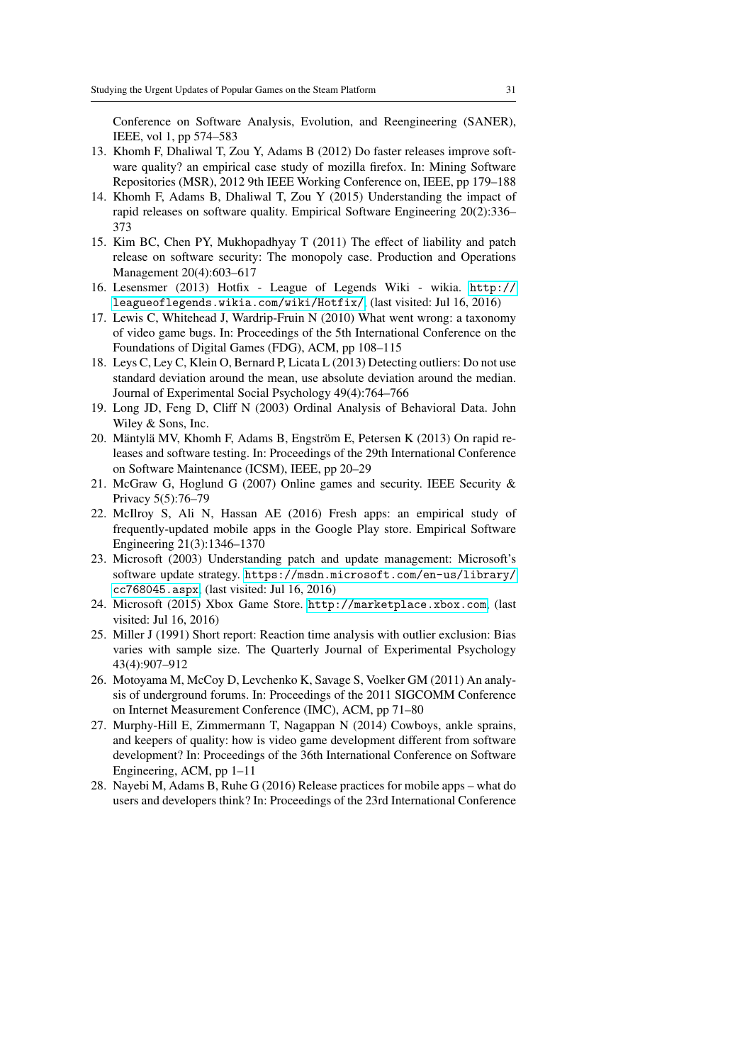Conference on Software Analysis, Evolution, and Reengineering (SANER), IEEE, vol 1, pp 574–583

13. Khomh F, Dhaliwal T, Zou Y, Adams B (2012) Do faster releases improve software quality? an empirical case study of mozilla firefox. In: Mining Software Repositories (MSR), 2012 9th IEEE Working Conference on, IEEE, pp 179–188
14. Khomh F, Adams B, Dhaliwal T, Zou Y (2015) Understanding the impact of rapid releases on software quality. Empirical Software Engineering 20(2):336–373
15. Kim BC, Chen PY, Mukhopadhyay T (2011) The effect of liability and patch release on software security: The monopoly case. Production and Operations Management 20(4):603–617
16. Lesensmer (2013) Hotfix - League of Legends Wiki - wikia. http://leagueoflegends.wikia.com/wiki/Hotfix/, (last visited: Jul 16, 2016)
17. Lewis C, Whitehead J, Wardrip-Fruin N (2010) What went wrong: a taxonomy of video game bugs. In: Proceedings of the 5th International Conference on the Foundations of Digital Games (FDG), ACM, pp 108–115
18. Leys C, Ley C, Klein O, Bernard P, Licata L (2013) Detecting outliers: Do not use standard deviation around the mean, use absolute deviation around the median. Journal of Experimental Social Psychology 49(4):764–766
19. Long JD, Feng D, Cliff N (2003) Ordinal Analysis of Behavioral Data. John Wiley & Sons, Inc.
20. Mäntylä MV, Khomh F, Adams B, Engström E, Petersen K (2013) On rapid releases and software testing. In: Proceedings of the 29th International Conference on Software Maintenance (ICSM), IEEE, pp 20–29
21. McGraw G, Hoglund G (2007) Online games and security. IEEE Security & Privacy 5(5):76–79
22. McIlroy S, Ali N, Hassan AE (2016) Fresh apps: an empirical study of frequently-updated mobile apps in the Google Play store. Empirical Software Engineering 21(3):1346–1370
23. Microsoft (2003) Understanding patch and update management: Microsoft's software update strategy. https://msdn.microsoft.com/en-us/library/cc768045.aspx, (last visited: Jul 16, 2016)
24. Microsoft (2015) Xbox Game Store. http://marketplace.xbox.com, (last visited: Jul 16, 2016)
25. Miller J (1991) Short report: Reaction time analysis with outlier exclusion: Bias varies with sample size. The Quarterly Journal of Experimental Psychology 43(4):907–912
26. Motoyama M, McCoy D, Levchenko K, Savage S, Voelker GM (2011) An analysis of underground forums. In: Proceedings of the 2011 SIGCOMM Conference on Internet Measurement Conference (IMC), ACM, pp 71–80
27. Murphy-Hill E, Zimmermann T, Nagappan N (2014) Cowboys, ankle sprains, and keepers of quality: how is video game development different from software development? In: Proceedings of the 36th International Conference on Software Engineering, ACM, pp 1–11
28. Nayebi M, Adams B, Ruhe G (2016) Release practices for mobile apps – what do users and developers think? In: Proceedings of the 23rd International Conference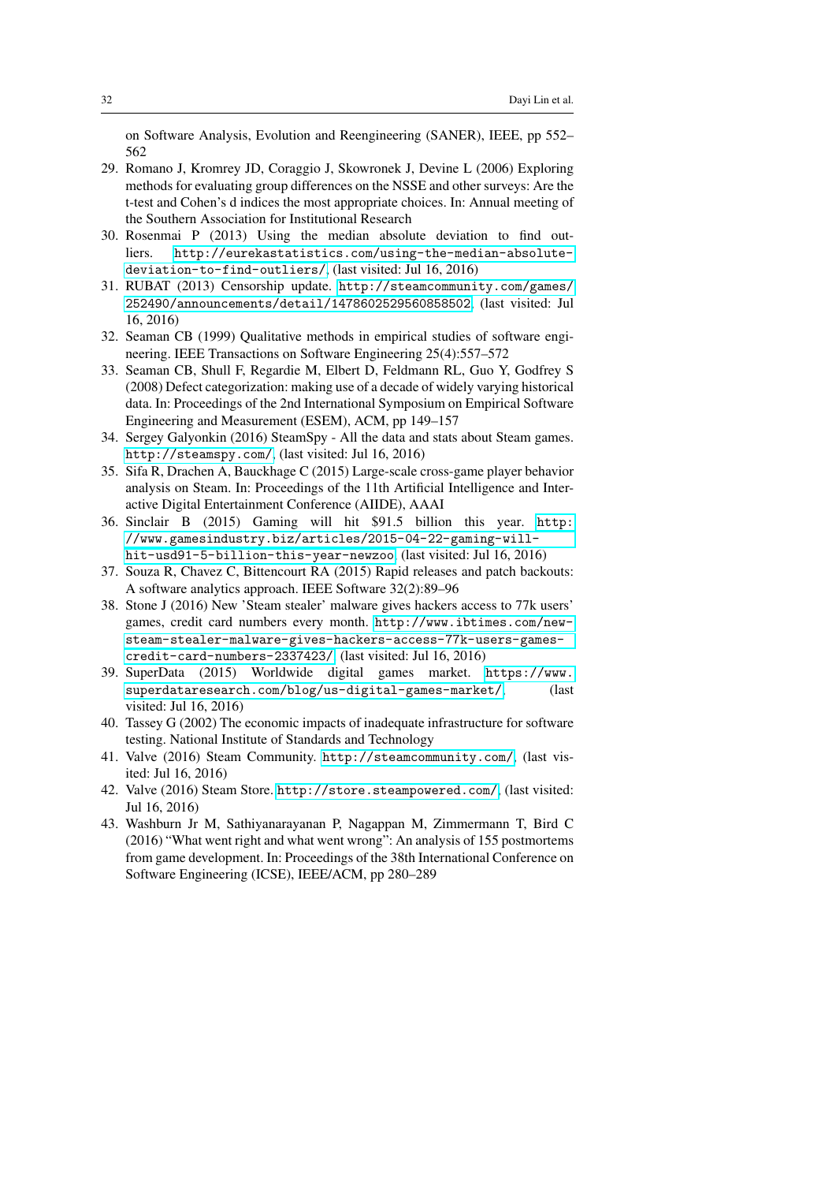on Software Analysis, Evolution and Reengineering (SANER), IEEE, pp 552–562

29. Romano J, Kromrey JD, Coraggio J, Skowronek J, Devine L (2006) Exploring methods for evaluating group differences on the NSSE and other surveys: Are the t-test and Cohen's d indices the most appropriate choices. In: Annual meeting of the Southern Association for Institutional Research
30. Rosenmai P (2013) Using the median absolute deviation to find outliers. http://eurekastatistics.com/using-the-median-absolute-deviation-to-find-outliers/, (last visited: Jul 16, 2016)
31. RUBAT (2013) Censorship update. http://steamcommunity.com/games/252490/announcements/detail/1478602529560858502, (last visited: Jul 16, 2016)
32. Seaman CB (1999) Qualitative methods in empirical studies of software engineering. IEEE Transactions on Software Engineering 25(4):557–572
33. Seaman CB, Shull F, Regardie M, Elbert D, Feldmann RL, Guo Y, Godfrey S (2008) Defect categorization: making use of a decade of widely varying historical data. In: Proceedings of the 2nd International Symposium on Empirical Software Engineering and Measurement (ESEM), ACM, pp 149–157
34. Sergey Galyonkin (2016) SteamSpy - All the data and stats about Steam games. http://steamspy.com/, (last visited: Jul 16, 2016)
35. Sifa R, Drachen A, Bauckhage C (2015) Large-scale cross-game player behavior analysis on Steam. In: Proceedings of the 11th Artificial Intelligence and Interactive Digital Entertainment Conference (AIIDE), AAAI
36. Sinclair B (2015) Gaming will hit $91.5 billion this year. http://www.gamesindustry.biz/articles/2015-04-22-gaming-will-hit-usd91-5-billion-this-year-newzoo, (last visited: Jul 16, 2016)
37. Souza R, Chavez C, Bittencourt RA (2015) Rapid releases and patch backouts: A software analytics approach. IEEE Software 32(2):89–96
38. Stone J (2016) New 'Steam stealer' malware gives hackers access to 77k users' games, credit card numbers every month. http://www.ibtimes.com/new-steam-stealer-malware-gives-hackers-access-77k-users-games-credit-card-numbers-2337423/, (last visited: Jul 16, 2016)
39. SuperData (2015) Worldwide digital games market. https://www.superdataresearch.com/blog/us-digital-games-market/, (last visited: Jul 16, 2016)
40. Tassey G (2002) The economic impacts of inadequate infrastructure for software testing. National Institute of Standards and Technology
41. Valve (2016) Steam Community. http://steamcommunity.com/, (last visited: Jul 16, 2016)
42. Valve (2016) Steam Store. http://store.steampowered.com/, (last visited: Jul 16, 2016)
43. Washburn Jr M, Sathiyanarayanan P, Nagappan M, Zimmermann T, Bird C (2016) "What went right and what went wrong": An analysis of 155 postmortems from game development. In: Proceedings of the 38th International Conference on Software Engineering (ICSE), IEEE/ACM, pp 280–289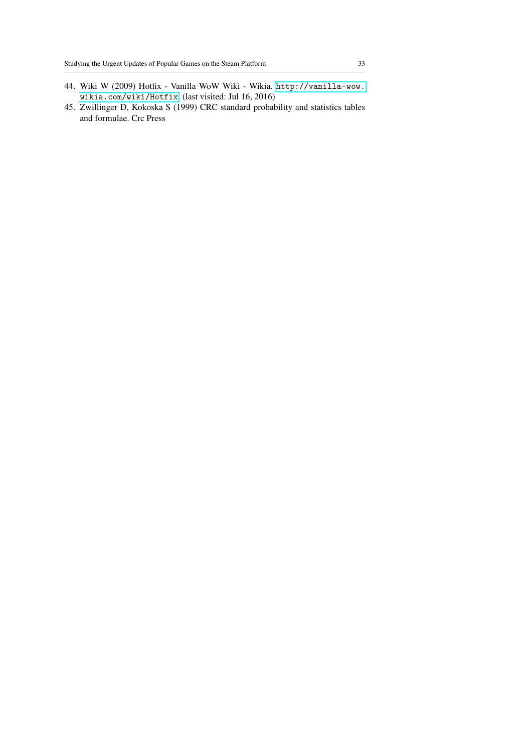44. Wiki W (2009) Hotfix - Vanilla WoW Wiki - Wikia. http://vanilla-wow.wikia.com/wiki/Hotfix (last visited: Jul 16, 2016)
45. Zwillinger D, Kokoska S (1999) CRC standard probability and statistics tables and formulae. Crc Press